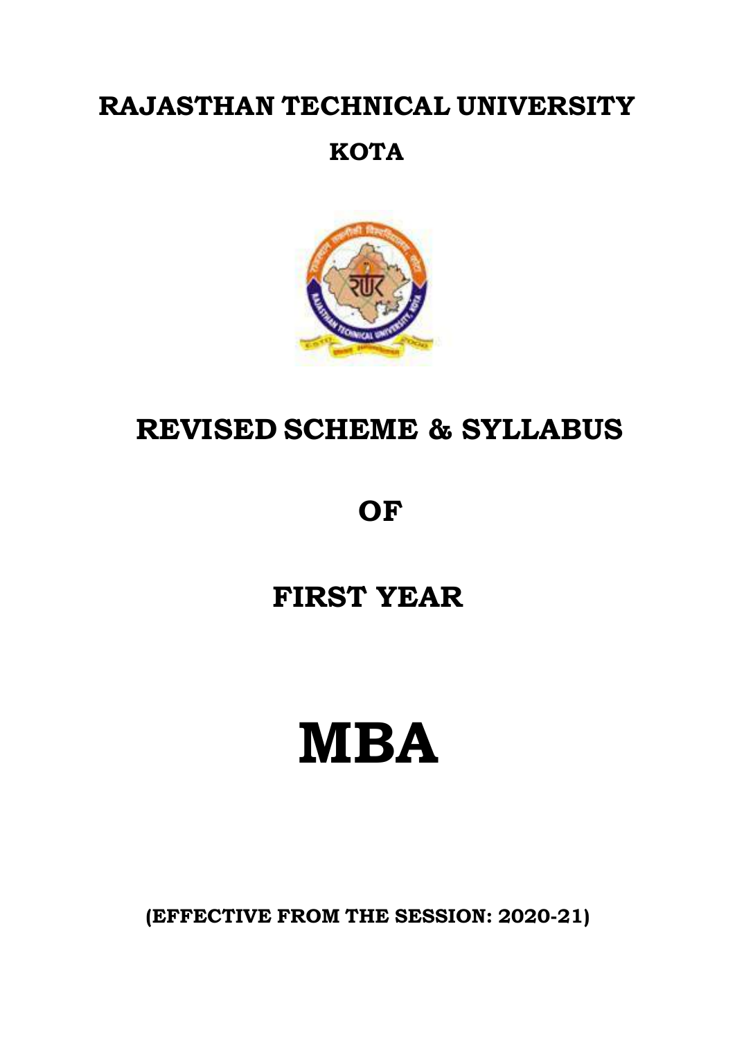# RAJASTHAN TECHNICAL UNIVERSITY

## KOTA

# REVISED SCHEME & SYLLABUS

# OF

# FIRST YEAR

# MBA

**(EFFECTIVE FROM THE SESSION: 2020-21)**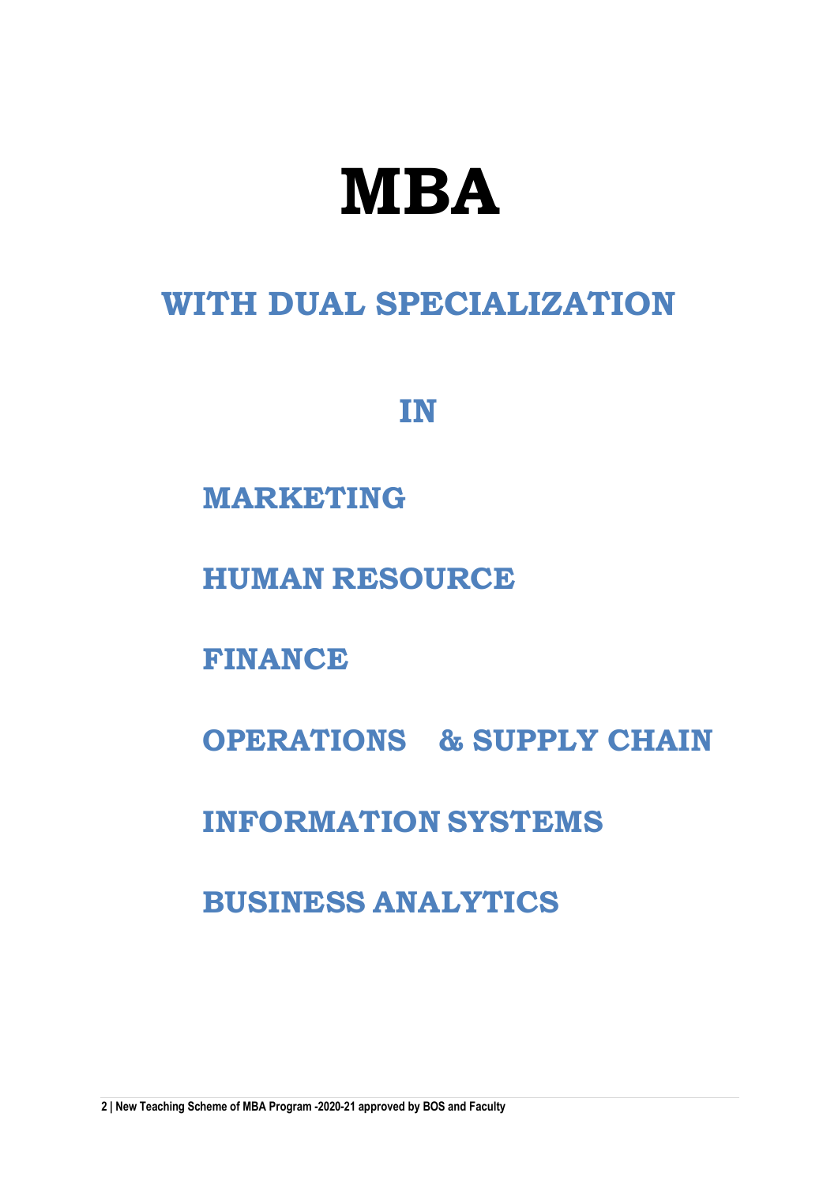# MBA

## WITH DUAL SPECIALIZATION

## IN

## MARKETING

## HUMAN RESOURCE

## FINANCE

## OPERATIONS & SUPPLY CHAIN

## INFORMATION SYSTEMS

## BUSINESS ANALYTICS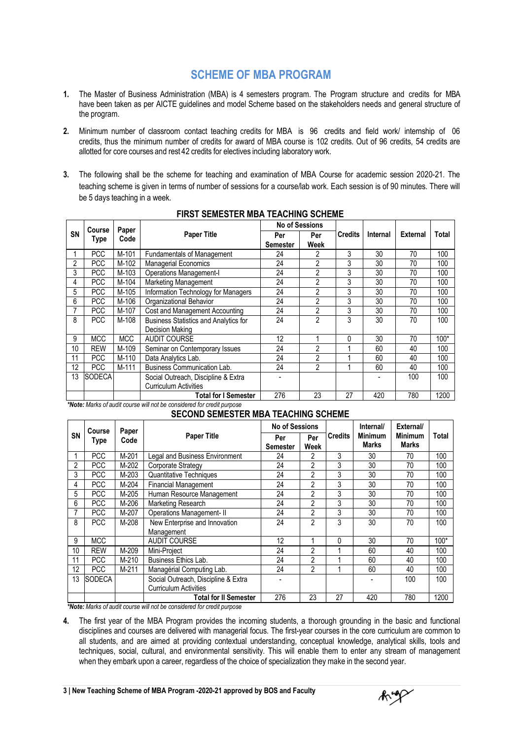# SCHEME OF MBA PROGRAM

1. The Master of Business Administration (MBA) is 4 semesters program. The Program structure and credits for MBA have been taken as per AICTE guidelines and model Scheme based on the stakeholders needs and general structure of the program.

2. Minimum number of classroom contact teaching credits for MBA is 96 credits and field work/ internship of 06 credits, thus the minimum number of credits for award of MBA course is 102 credits. Out of 96 credits, 54 credits are allotted for core courses and rest 42 credits for electives including laboratory work.

3. The following shall be the scheme for teaching and examination of MBA Course for academic session 2020-21. The teaching scheme is given in terms of number of sessions for a course/lab work. Each session is of 90 minutes. There will be 5 days teaching in a week.

## FIRST SEMESTER MBA TEACHING SCHEME

| SN | Course Type | Paper Code | Paper Title | No of Sessions | | Credits | Internal | External | Total |
|---|---|---|---|---|---|---|---|---|---|
| | | | | Per Semester | Per Week | | | | |
| 1 | PCC | M-101 | Fundamentals of Management | 24 | 2 | 3 | 30 | 70 | 100 |
| 2 | PCC | M-102 | Managerial Economics | 24 | 2 | 3 | 30 | 70 | 100 |
| 3 | PCC | M-103 | Operations Management-I | 24 | 2 | 3 | 30 | 70 | 100 |
| 4 | PCC | M-104 | Marketing Management | 24 | 2 | 3 | 30 | 70 | 100 |
| 5 | PCC | M-105 | Information Technology for Managers | 24 | 2 | 3 | 30 | 70 | 100 |
| 6 | PCC | M-106 | Organizational Behavior | 24 | 2 | 3 | 30 | 70 | 100 |
| 7 | PCC | M-107 | Cost and Management Accounting | 24 | 2 | 3 | 30 | 70 | 100 |
| 8 | PCC | M-108 | Business Statistics and Analytics for Decision Making | 24 | 2 | 3 | 30 | 70 | 100 |
| 9 | MCC | MCC | AUDIT COURSE | 12 | 1 | 0 | 30 | 70 | 100* |
| 10 | REW | M-109 | Seminar on Contemporary Issues | 24 | 2 | 1 | 60 | 40 | 100 |
| 11 | PCC | M-110 | Data Analytics Lab. | 24 | 2 | 1 | 60 | 40 | 100 |
| 12 | PCC | M-111 | Business Communication Lab. | 24 | 2 | 1 | 60 | 40 | 100 |
| 13 | SODECA | | Social Outreach, Discipline & Extra Curriculum Activities | - | | | - | 100 | 100 |
| | | | **Total for I Semester** | 276 | 23 | 27 | 420 | 780 | 1200 |

***Note:** *Marks of audit course will not be considered for credit purpose*

## SECOND SEMESTER MBA TEACHING SCHEME

| SN | Course Type | Paper Code | Paper Title | No of Sessions | | Credits | Internal/ Minimum Marks | External/ Minimum Marks | Total |
|---|---|---|---|---|---|---|---|---|---|
| | | | | Per Semester | Per Week | | | | |
| 1 | PCC | M-201 | Legal and Business Environment | 24 | 2 | 3 | 30 | 70 | 100 |
| 2 | PCC | M-202 | Corporate Strategy | 24 | 2 | 3 | 30 | 70 | 100 |
| 3 | PCC | M-203 | Quantitative Techniques | 24 | 2 | 3 | 30 | 70 | 100 |
| 4 | PCC | M-204 | Financial Management | 24 | 2 | 3 | 30 | 70 | 100 |
| 5 | PCC | M-205 | Human Resource Management | 24 | 2 | 3 | 30 | 70 | 100 |
| 6 | PCC | M-206 | Marketing Research | 24 | 2 | 3 | 30 | 70 | 100 |
| 7 | PCC | M-207 | Operations Management- II | 24 | 2 | 3 | 30 | 70 | 100 |
| 8 | PCC | M-208 | New Enterprise and Innovation Management | 24 | 2 | 3 | 30 | 70 | 100 |
| 9 | MCC | | AUDIT COURSE | 12 | 1 | 0 | 30 | 70 | 100* |
| 10 | REW | M-209 | Mini-Project | 24 | 2 | 1 | 60 | 40 | 100 |
| 11 | PCC | M-210 | Business Ethics Lab. | 24 | 2 | 1 | 60 | 40 | 100 |
| 12 | PCC | M-211 | Managérial Computing Lab. | 24 | 2 | 1 | 60 | 40 | 100 |
| 13 | SODECA | | Social Outreach, Discipline & Extra Curriculum Activities | - | | | - | 100 | 100 |
| | | | **Total for II Semester** | 276 | 23 | 27 | 420 | 780 | 1200 |

***Note:** *Marks of audit course will not be considered for credit purpose*

4. The first year of the MBA Program provides the incoming students, a thorough grounding in the basic and functional disciplines and courses are delivered with managerial focus. The first-year courses in the core curriculum are common to all students, and are aimed at providing contextual understanding, conceptual knowledge, analytical skills, tools and techniques, social, cultural, and environmental sensitivity. This will enable them to enter any stream of management when they embark upon a career, regardless of the choice of specialization they make in the second year.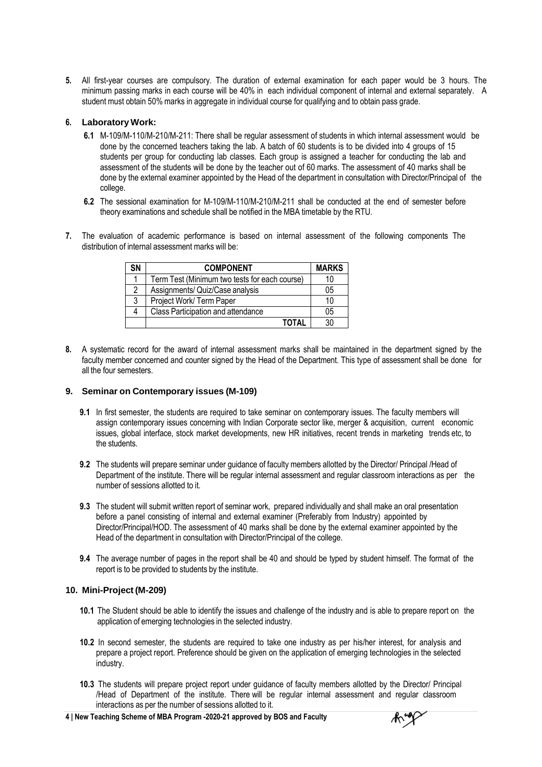**5.** All first-year courses are compulsory. The duration of external examination for each paper would be 3 hours. The minimum passing marks in each course will be 40% in each individual component of internal and external separately. A student must obtain 50% marks in aggregate in individual course for qualifying and to obtain pass grade.

## 6. Laboratory Work:

**6.1** M-109/M-110/M-210/M-211: There shall be regular assessment of students in which internal assessment would be done by the concerned teachers taking the lab. A batch of 60 students is to be divided into 4 groups of 15 students per group for conducting lab classes. Each group is assigned a teacher for conducting the lab and assessment of the students will be done by the teacher out of 60 marks. The assessment of 40 marks shall be done by the external examiner appointed by the Head of the department in consultation with Director/Principal of the college.

**6.2** The sessional examination for M-109/M-110/M-210/M-211 shall be conducted at the end of semester before theory examinations and schedule shall be notified in the MBA timetable by the RTU.

**7.** The evaluation of academic performance is based on internal assessment of the following components The distribution of internal assessment marks will be:

| SN | COMPONENT | MARKS |
|---|---|---|
| 1 | Term Test (Minimum two tests for each course) | 10 |
| 2 | Assignments/ Quiz/Case analysis | 05 |
| 3 | Project Work/ Term Paper | 10 |
| 4 | Class Participation and attendance | 05 |
| | **TOTAL** | 30 |

**8.** A systematic record for the award of internal assessment marks shall be maintained in the department signed by the faculty member concerned and counter signed by the Head of the Department. This type of assessment shall be done for all the four semesters.

## 9. Seminar on Contemporary issues (M-109)

**9.1** In first semester, the students are required to take seminar on contemporary issues. The faculty members will assign contemporary issues concerning with Indian Corporate sector like, merger & acquisition, current economic issues, global interface, stock market developments, new HR initiatives, recent trends in marketing trends etc, to the students.

**9.2** The students will prepare seminar under guidance of faculty members allotted by the Director/ Principal /Head of Department of the institute. There will be regular internal assessment and regular classroom interactions as per the number of sessions allotted to it.

**9.3** The student will submit written report of seminar work, prepared individually and shall make an oral presentation before a panel consisting of internal and external examiner (Preferably from Industry) appointed by Director/Principal/HOD. The assessment of 40 marks shall be done by the external examiner appointed by the Head of the department in consultation with Director/Principal of the college.

**9.4** The average number of pages in the report shall be 40 and should be typed by student himself. The format of the report is to be provided to students by the institute.

## 10. Mini-Project (M-209)

**10.1** The Student should be able to identify the issues and challenge of the industry and is able to prepare report on the application of emerging technologies in the selected industry.

**10.2** In second semester, the students are required to take one industry as per his/her interest, for analysis and prepare a project report. Preference should be given on the application of emerging technologies in the selected industry.

**10.3** The students will prepare project report under guidance of faculty members allotted by the Director/ Principal /Head of Department of the institute. There will be regular internal assessment and regular classroom interactions as per the number of sessions allotted to it.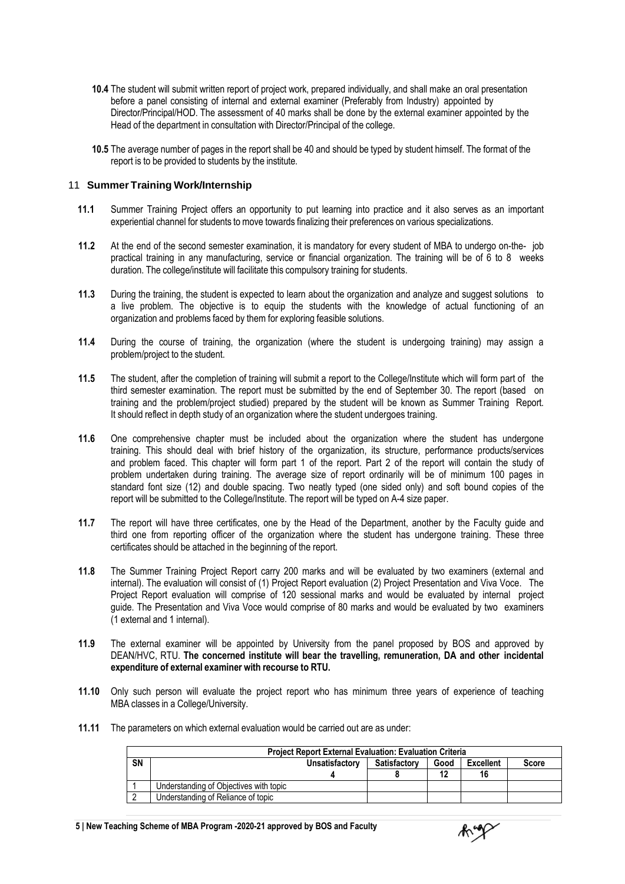**10.4** The student will submit written report of project work, prepared individually, and shall make an oral presentation before a panel consisting of internal and external examiner (Preferably from Industry) appointed by Director/Principal/HOD. The assessment of 40 marks shall be done by the external examiner appointed by the Head of the department in consultation with Director/Principal of the college.

**10.5** The average number of pages in the report shall be 40 and should be typed by student himself. The format of the report is to be provided to students by the institute.

## 11 Summer Training Work/Internship

**11.1** Summer Training Project offers an opportunity to put learning into practice and it also serves as an important experiential channel for students to move towards finalizing their preferences on various specializations.

**11.2** At the end of the second semester examination, it is mandatory for every student of MBA to undergo on-the- job practical training in any manufacturing, service or financial organization. The training will be of 6 to 8 weeks duration. The college/institute will facilitate this compulsory training for students.

**11.3** During the training, the student is expected to learn about the organization and analyze and suggest solutions to a live problem. The objective is to equip the students with the knowledge of actual functioning of an organization and problems faced by them for exploring feasible solutions.

**11.4** During the course of training, the organization (where the student is undergoing training) may assign a problem/project to the student.

**11.5** The student, after the completion of training will submit a report to the College/Institute which will form part of the third semester examination. The report must be submitted by the end of September 30. The report (based on training and the problem/project studied) prepared by the student will be known as Summer Training Report. It should reflect in depth study of an organization where the student undergoes training.

**11.6** One comprehensive chapter must be included about the organization where the student has undergone training. This should deal with brief history of the organization, its structure, performance products/services and problem faced. This chapter will form part 1 of the report. Part 2 of the report will contain the study of problem undertaken during training. The average size of report ordinarily will be of minimum 100 pages in standard font size (12) and double spacing. Two neatly typed (one sided only) and soft bound copies of the report will be submitted to the College/Institute. The report will be typed on A-4 size paper.

**11.7** The report will have three certificates, one by the Head of the Department, another by the Faculty guide and third one from reporting officer of the organization where the student has undergone training. These three certificates should be attached in the beginning of the report.

**11.8** The Summer Training Project Report carry 200 marks and will be evaluated by two examiners (external and internal). The evaluation will consist of (1) Project Report evaluation (2) Project Presentation and Viva Voce. The Project Report evaluation will comprise of 120 sessional marks and would be evaluated by internal project guide. The Presentation and Viva Voce would comprise of 80 marks and would be evaluated by two examiners (1 external and 1 internal).

**11.9** The external examiner will be appointed by University from the panel proposed by BOS and approved by DEAN/HVC, RTU. **The concerned institute will bear the travelling, remuneration, DA and other incidental expenditure of external examiner with recourse to RTU.**

**11.10** Only such person will evaluate the project report who has minimum three years of experience of teaching MBA classes in a College/University.

**11.11** The parameters on which external evaluation would be carried out are as under:

| **Project Report External Evaluation: Evaluation Criteria** | | | | | |
|---|---|---|---|---|---|
| **SN** | **Unsatisfactory** | **Satisfactory** | **Good** | **Excellent** | **Score** |
| | **4** | **8** | **12** | **16** | |
| 1 | Understanding of Objectives with topic | | | | |
| 2 | Understanding of Reliance of topic | | | | |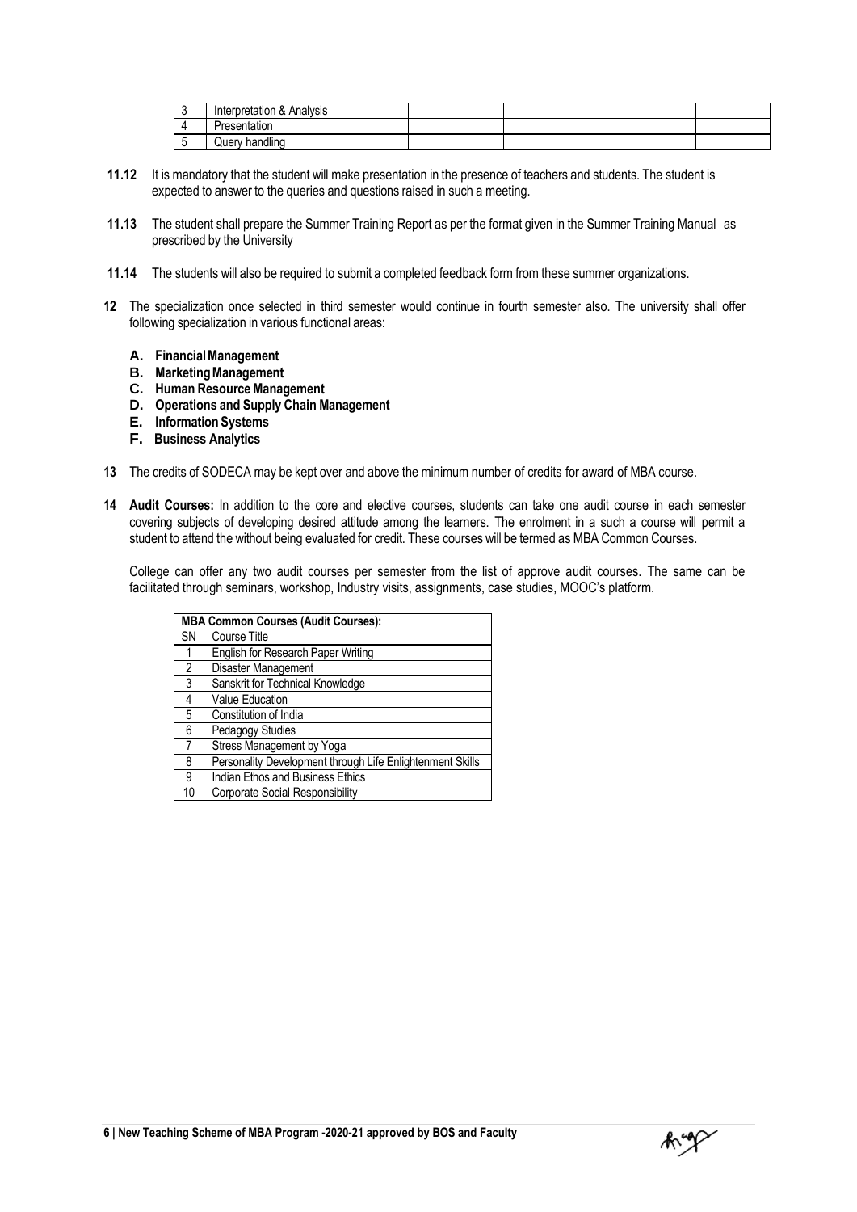| 3 | Interpretation & Analysis | | | | | |
|---|---|---|---|---|---|---|
| 4 | Presentation | | | | | |
| 5 | Query handling | | | | | |

**11.12** It is mandatory that the student will make presentation in the presence of teachers and students. The student is expected to answer to the queries and questions raised in such a meeting.

**11.13** The student shall prepare the Summer Training Report as per the format given in the Summer Training Manual as prescribed by the University

**11.14** The students will also be required to submit a completed feedback form from these summer organizations.

**12** The specialization once selected in third semester would continue in fourth semester also. The university shall offer following specialization in various functional areas:

- **A. Financial Management**
- **B. Marketing Management**
- **C. Human Resource Management**
- **D. Operations and Supply Chain Management**
- **E. Information Systems**
- **F. Business Analytics**

**13** The credits of SODECA may be kept over and above the minimum number of credits for award of MBA course.

**14** **Audit Courses:** In addition to the core and elective courses, students can take one audit course in each semester covering subjects of developing desired attitude among the learners. The enrolment in a such a course will permit a student to attend the without being evaluated for credit. These courses will be termed as MBA Common Courses.

College can offer any two audit courses per semester from the list of approve audit courses. The same can be facilitated through seminars, workshop, Industry visits, assignments, case studies, MOOC's platform.

| **MBA Common Courses (Audit Courses):** | |
|---|---|
| SN | Course Title |
| 1 | English for Research Paper Writing |
| 2 | Disaster Management |
| 3 | Sanskrit for Technical Knowledge |
| 4 | Value Education |
| 5 | Constitution of India |
| 6 | Pedagogy Studies |
| 7 | Stress Management by Yoga |
| 8 | Personality Development through Life Enlightenment Skills |
| 9 | Indian Ethos and Business Ethics |
| 10 | Corporate Social Responsibility |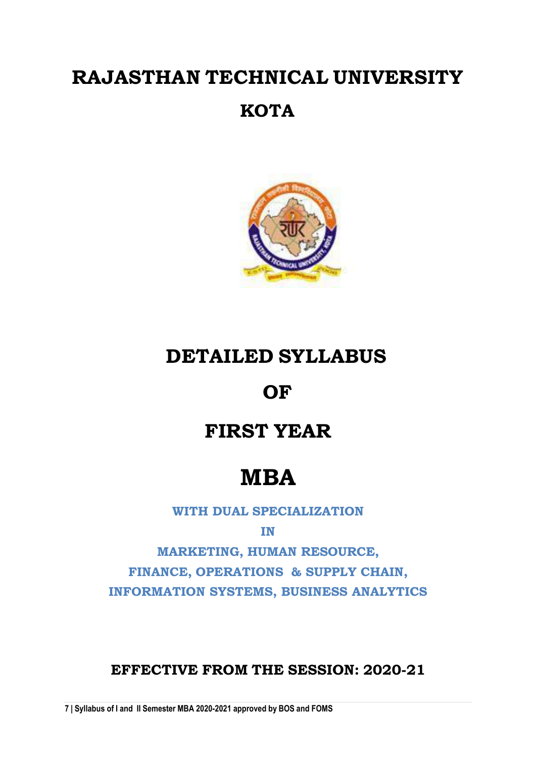# RAJASTHAN TECHNICAL UNIVERSITY

## KOTA

# DETAILED SYLLABUS

# OF

# FIRST YEAR

# MBA

**WITH DUAL SPECIALIZATION**

**IN**

**MARKETING, HUMAN RESOURCE,**
**FINANCE, OPERATIONS & SUPPLY CHAIN,**
**INFORMATION SYSTEMS, BUSINESS ANALYTICS**

**EFFECTIVE FROM THE SESSION: 2020-21**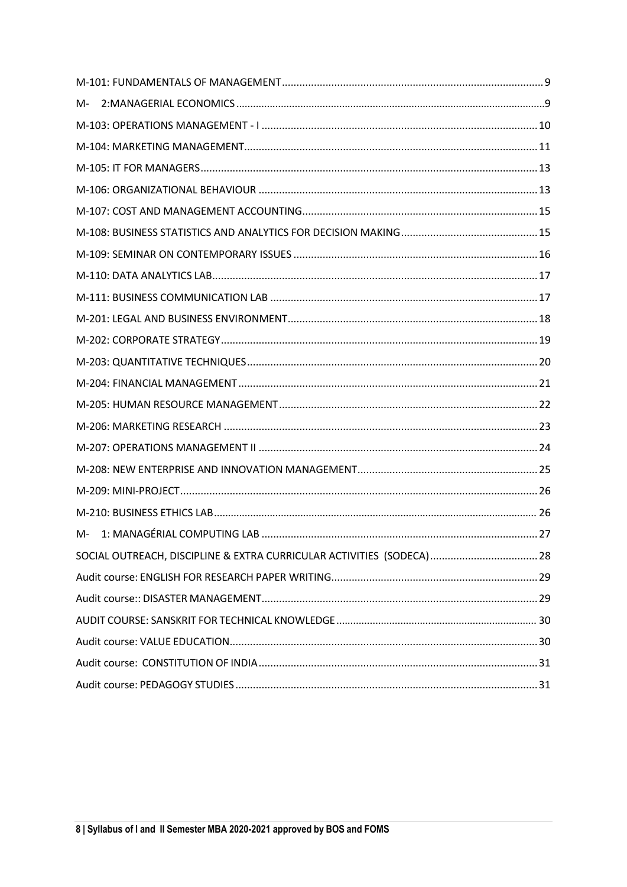M-101: FUNDAMENTALS OF MANAGEMENT ........ 9
M- 2:MANAGERIAL ECONOMICS ........ 9
M-103: OPERATIONS MANAGEMENT - I ........ 10
M-104: MARKETING MANAGEMENT ........ 11
M-105: IT FOR MANAGERS ........ 13
M-106: ORGANIZATIONAL BEHAVIOUR ........ 13
M-107: COST AND MANAGEMENT ACCOUNTING ........ 15
M-108: BUSINESS STATISTICS AND ANALYTICS FOR DECISION MAKING ........ 15
M-109: SEMINAR ON CONTEMPORARY ISSUES ........ 16
M-110: DATA ANALYTICS LAB ........ 17
M-111: BUSINESS COMMUNICATION LAB ........ 17
M-201: LEGAL AND BUSINESS ENVIRONMENT ........ 18
M-202: CORPORATE STRATEGY ........ 19
M-203: QUANTITATIVE TECHNIQUES ........ 20
M-204: FINANCIAL MANAGEMENT ........ 21
M-205: HUMAN RESOURCE MANAGEMENT ........ 22
M-206: MARKETING RESEARCH ........ 23
M-207: OPERATIONS MANAGEMENT II ........ 24
M-208: NEW ENTERPRISE AND INNOVATION MANAGEMENT ........ 25
M-209: MINI-PROJECT ........ 26
M-210: BUSINESS ETHICS LAB ........ 26
M- 1: MANAGÉRIAL COMPUTING LAB ........ 27
SOCIAL OUTREACH, DISCIPLINE & EXTRA CURRICULAR ACTIVITIES (SODECA) ........ 28
Audit course: ENGLISH FOR RESEARCH PAPER WRITING ........ 29
Audit course:: DISASTER MANAGEMENT ........ 29
AUDIT COURSE: SANSKRIT FOR TECHNICAL KNOWLEDGE ........ 30
Audit course: VALUE EDUCATION ........ 30
Audit course: CONSTITUTION OF INDIA ........ 31
Audit course: PEDAGOGY STUDIES ........ 31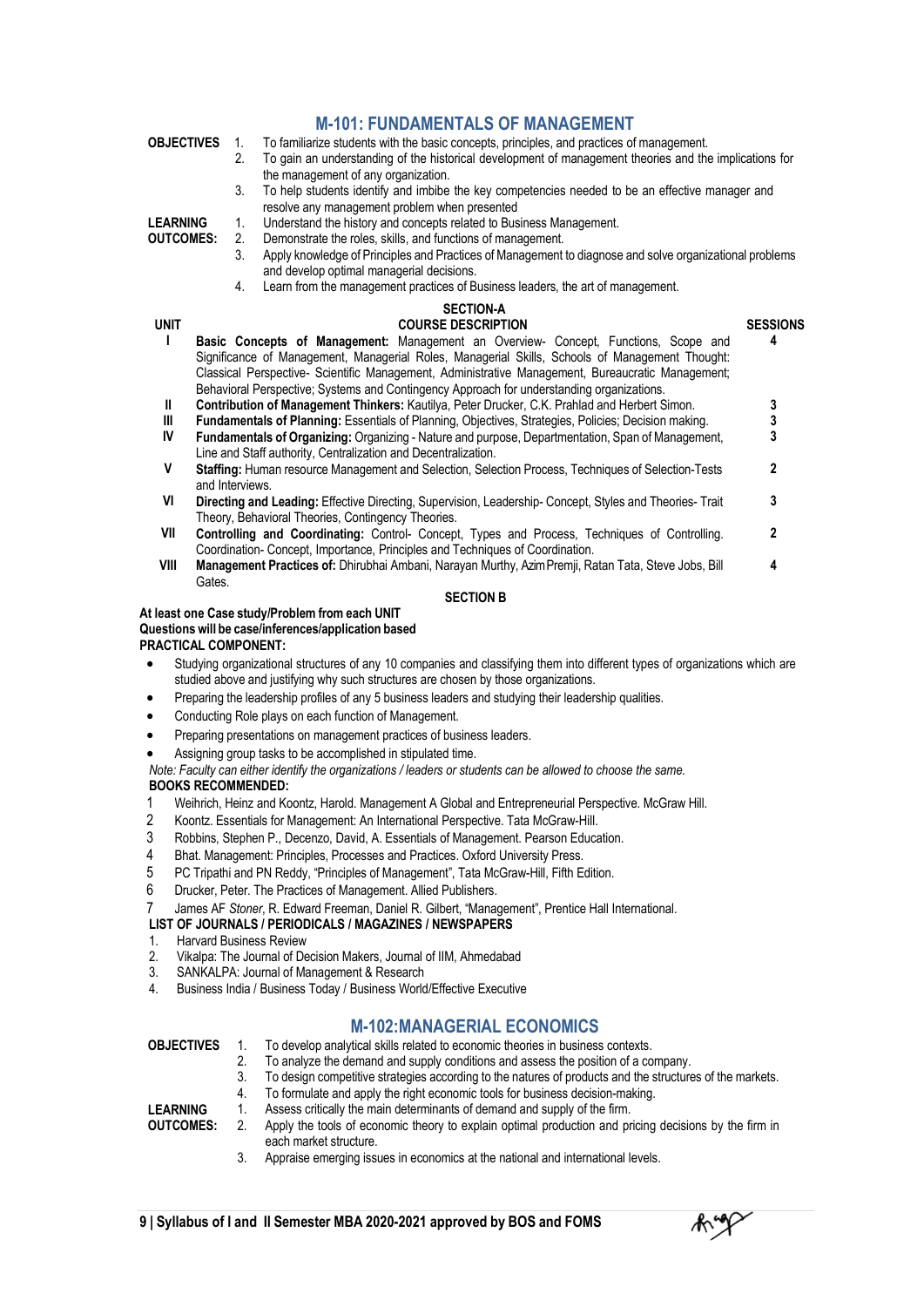# M-101: FUNDAMENTALS OF MANAGEMENT

**OBJECTIVES**

1. To familiarize students with the basic concepts, principles, and practices of management.
2. To gain an understanding of the historical development of management theories and the implications for the management of any organization.
3. To help students identify and imbibe the key competencies needed to be an effective manager and resolve any management problem when presented

**LEARNING OUTCOMES:**

1. Understand the history and concepts related to Business Management.
2. Demonstrate the roles, skills, and functions of management.
3. Apply knowledge of Principles and Practices of Management to diagnose and solve organizational problems and develop optimal managerial decisions.
4. Learn from the management practices of Business leaders, the art of management.

**SECTION-A**

| UNIT | COURSE DESCRIPTION | SESSIONS |
|---|---|---|
| I | **Basic Concepts of Management:** Management an Overview- Concept, Functions, Scope and Significance of Management, Managerial Roles, Managerial Skills, Schools of Management Thought: Classical Perspective- Scientific Management, Administrative Management, Bureaucratic Management; Behavioral Perspective; Systems and Contingency Approach for understanding organizations. | 4 |
| II | **Contribution of Management Thinkers:** Kautilya, Peter Drucker, C.K. Prahlad and Herbert Simon. | 3 |
| III | **Fundamentals of Planning:** Essentials of Planning, Objectives, Strategies, Policies; Decision making. | 3 |
| IV | **Fundamentals of Organizing:** Organizing - Nature and purpose, Departmentation, Span of Management, Line and Staff authority, Centralization and Decentralization. | 3 |
| V | **Staffing:** Human resource Management and Selection, Selection Process, Techniques of Selection-Tests and Interviews. | 2 |
| VI | **Directing and Leading:** Effective Directing, Supervision, Leadership- Concept, Styles and Theories- Trait Theory, Behavioral Theories, Contingency Theories. | 3 |
| VII | **Controlling and Coordinating:** Control- Concept, Types and Process, Techniques of Controlling. Coordination- Concept, Importance, Principles and Techniques of Coordination. | 2 |
| VIII | **Management Practices of:** Dhirubhai Ambani, Narayan Murthy, Azim Premji, Ratan Tata, Steve Jobs, Bill Gates. | 4 |

**SECTION B**

**At least one Case study/Problem from each UNIT**
**Questions will be case/inferences/application based**
**PRACTICAL COMPONENT:**

- Studying organizational structures of any 10 companies and classifying them into different types of organizations which are studied above and justifying why such structures are chosen by those organizations.
- Preparing the leadership profiles of any 5 business leaders and studying their leadership qualities.
- Conducting Role plays on each function of Management.
- Preparing presentations on management practices of business leaders.
- Assigning group tasks to be accomplished in stipulated time.

*Note: Faculty can either identify the organizations / leaders or students can be allowed to choose the same.*

**BOOKS RECOMMENDED:**

1. Weihrich, Heinz and Koontz, Harold. Management A Global and Entrepreneurial Perspective. McGraw Hill.
2. Koontz. Essentials for Management: An International Perspective. Tata McGraw-Hill.
3. Robbins, Stephen P., Decenzo, David, A. Essentials of Management. Pearson Education.
4. Bhat. Management: Principles, Processes and Practices. Oxford University Press.
5. PC Tripathi and PN Reddy, "Principles of Management", Tata McGraw-Hill, Fifth Edition.
6. Drucker, Peter. The Practices of Management. Allied Publishers.
7. James AF *Stoner*, R. Edward Freeman, Daniel R. Gilbert, "Management", Prentice Hall International.

**LIST OF JOURNALS / PERIODICALS / MAGAZINES / NEWSPAPERS**

1. Harvard Business Review
2. Vikalpa: The Journal of Decision Makers, Journal of IIM, Ahmedabad
3. SANKALPA: Journal of Management & Research
4. Business India / Business Today / Business World/Effective Executive

# M-102:MANAGERIAL ECONOMICS

**OBJECTIVES**

1. To develop analytical skills related to economic theories in business contexts.
2. To analyze the demand and supply conditions and assess the position of a company.
3. To design competitive strategies according to the natures of products and the structures of the markets.
4. To formulate and apply the right economic tools for business decision-making.

**LEARNING OUTCOMES:**

1. Assess critically the main determinants of demand and supply of the firm.
2. Apply the tools of economic theory to explain optimal production and pricing decisions by the firm in each market structure.
3. Appraise emerging issues in economics at the national and international levels.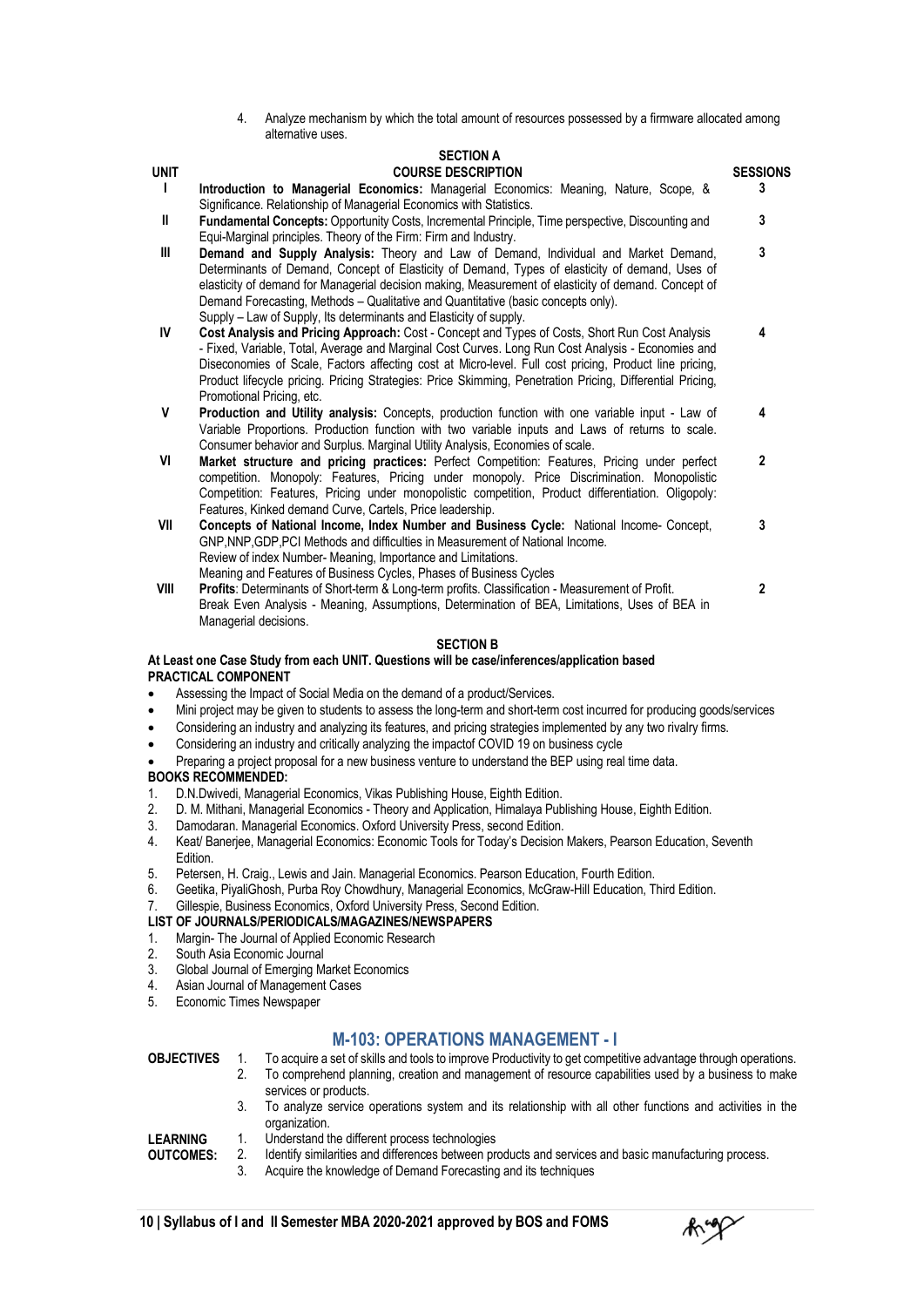4. Analyze mechanism by which the total amount of resources possessed by a firmware allocated among alternative uses.

**SECTION A**

| UNIT | COURSE DESCRIPTION | SESSIONS |
|---|---|---|
| I | **Introduction to Managerial Economics:** Managerial Economics: Meaning, Nature, Scope, & Significance. Relationship of Managerial Economics with Statistics. | 3 |
| II | **Fundamental Concepts:** Opportunity Costs, Incremental Principle, Time perspective, Discounting and Equi-Marginal principles. Theory of the Firm: Firm and Industry. | 3 |
| III | **Demand and Supply Analysis:** Theory and Law of Demand, Individual and Market Demand, Determinants of Demand, Concept of Elasticity of Demand, Types of elasticity of demand, Uses of elasticity of demand for Managerial decision making, Measurement of elasticity of demand. Concept of Demand Forecasting, Methods – Qualitative and Quantitative (basic concepts only). Supply – Law of Supply, Its determinants and Elasticity of supply. | 3 |
| IV | **Cost Analysis and Pricing Approach:** Cost - Concept and Types of Costs, Short Run Cost Analysis - Fixed, Variable, Total, Average and Marginal Cost Curves. Long Run Cost Analysis - Economies and Diseconomies of Scale, Factors affecting cost at Micro-level. Full cost pricing, Product line pricing, Product lifecycle pricing. Pricing Strategies: Price Skimming, Penetration Pricing, Differential Pricing, Promotional Pricing, etc. | 4 |
| V | **Production and Utility analysis:** Concepts, production function with one variable input - Law of Variable Proportions. Production function with two variable inputs and Laws of returns to scale. Consumer behavior and Surplus. Marginal Utility Analysis, Economies of scale. | 4 |
| VI | **Market structure and pricing practices:** Perfect Competition: Features, Pricing under perfect competition. Monopoly: Features, Pricing under monopoly. Price Discrimination. Monopolistic Competition: Features, Pricing under monopolistic competition, Product differentiation. Oligopoly: Features, Kinked demand Curve, Cartels, Price leadership. | 2 |
| VII | **Concepts of National Income, Index Number and Business Cycle:** National Income- Concept, GNP,NNP,GDP,PCI Methods and difficulties in Measurement of National Income. Review of index Number- Meaning, Importance and Limitations. Meaning and Features of Business Cycles, Phases of Business Cycles | 3 |
| VIII | **Profits**: Determinants of Short-term & Long-term profits. Classification - Measurement of Profit. Break Even Analysis - Meaning, Assumptions, Determination of BEA, Limitations, Uses of BEA in Managerial decisions. | 2 |

**SECTION B**

**At Least one Case Study from each UNIT. Questions will be case/inferences/application based**

**PRACTICAL COMPONENT**

- Assessing the Impact of Social Media on the demand of a product/Services.
- Mini project may be given to students to assess the long-term and short-term cost incurred for producing goods/services
- Considering an industry and analyzing its features, and pricing strategies implemented by any two rivalry firms.
- Considering an industry and critically analyzing the impactof COVID 19 on business cycle
- Preparing a project proposal for a new business venture to understand the BEP using real time data.

**BOOKS RECOMMENDED:**

1. D.N.Dwivedi, Managerial Economics, Vikas Publishing House, Eighth Edition.
2. D. M. Mithani, Managerial Economics - Theory and Application, Himalaya Publishing House, Eighth Edition.
3. Damodaran. Managerial Economics. Oxford University Press, second Edition.
4. Keat/ Banerjee, Managerial Economics: Economic Tools for Today's Decision Makers, Pearson Education, Seventh Edition.
5. Petersen, H. Craig., Lewis and Jain. Managerial Economics. Pearson Education, Fourth Edition.
6. Geetika, PiyaliGhosh, Purba Roy Chowdhury, Managerial Economics, McGraw-Hill Education, Third Edition.
7. Gillespie, Business Economics, Oxford University Press, Second Edition.

**LIST OF JOURNALS/PERIODICALS/MAGAZINES/NEWSPAPERS**

1. Margin- The Journal of Applied Economic Research
2. South Asia Economic Journal
3. Global Journal of Emerging Market Economics
4. Asian Journal of Management Cases
5. Economic Times Newspaper

## M-103: OPERATIONS MANAGEMENT - I

**OBJECTIVES**

1. To acquire a set of skills and tools to improve Productivity to get competitive advantage through operations.
2. To comprehend planning, creation and management of resource capabilities used by a business to make services or products.
3. To analyze service operations system and its relationship with all other functions and activities in the organization.

**LEARNING OUTCOMES:**

1. Understand the different process technologies
2. Identify similarities and differences between products and services and basic manufacturing process.
3. Acquire the knowledge of Demand Forecasting and its techniques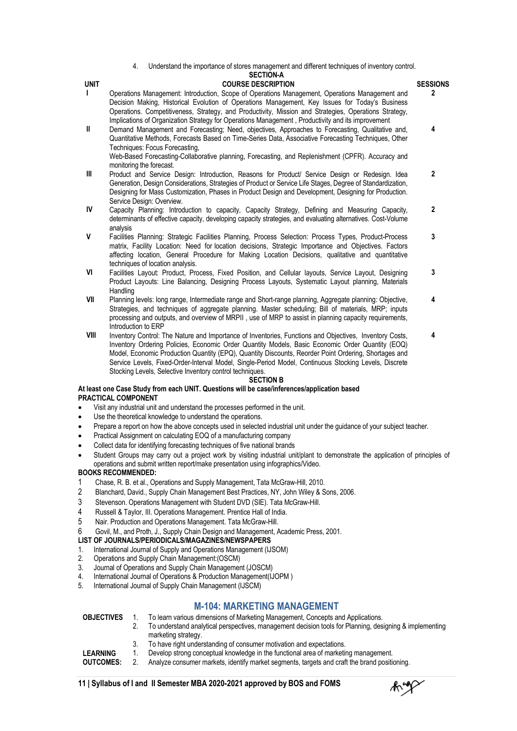4. Understand the importance of stores management and different techniques of inventory control.

**SECTION-A**

| UNIT | COURSE DESCRIPTION | SESSIONS |
|---|---|---|
| I | Operations Management: Introduction, Scope of Operations Management, Operations Management and Decision Making, Historical Evolution of Operations Management, Key Issues for Today's Business Operations. Competitiveness, Strategy, and Productivity, Mission and Strategies, Operations Strategy, Implications of Organization Strategy for Operations Management , Productivity and its improvement | 2 |
| II | Demand Management and Forecasting; Need, objectives, Approaches to Forecasting, Qualitative and, Quantitative Methods, Forecasts Based on Time-Series Data, Associative Forecasting Techniques, Other Techniques: Focus Forecasting, Web-Based Forecasting-Collaborative planning, Forecasting, and Replenishment (CPFR). Accuracy and monitoring the forecast. | 4 |
| III | Product and Service Design: Introduction, Reasons for Product/ Service Design or Redesign. Idea Generation, Design Considerations, Strategies of Product or Service Life Stages, Degree of Standardization, Designing for Mass Customization, Phases in Product Design and Development, Designing for Production. Service Design: Overview. | 2 |
| IV | Capacity Planning: Introduction to capacity, Capacity Strategy, Defining and Measuring Capacity, determinants of effective capacity, developing capacity strategies, and evaluating alternatives. Cost-Volume analysis | 2 |
| V | Facilities Planning: Strategic Facilities Planning, Process Selection: Process Types, Product-Process matrix, Facility Location: Need for location decisions, Strategic Importance and Objectives. Factors affecting location, General Procedure for Making Location Decisions, qualitative and quantitative techniques of location analysis. | 3 |
| VI | Facilities Layout: Product, Process, Fixed Position, and Cellular layouts, Service Layout, Designing Product Layouts: Line Balancing, Designing Process Layouts, Systematic Layout planning, Materials Handling | 3 |
| VII | Planning levels: long range, Intermediate range and Short-range planning, Aggregate planning: Objective, Strategies, and techniques of aggregate planning. Master scheduling; Bill of materials, MRP; inputs processing and outputs, and overview of MRPII , use of MRP to assist in planning capacity requirements, Introduction to ERP | 4 |
| VIII | Inventory Control: The Nature and Importance of Inventories, Functions and Objectives, Inventory Costs, Inventory Ordering Policies, Economic Order Quantity Models, Basic Economic Order Quantity (EOQ) Model, Economic Production Quantity (EPQ), Quantity Discounts, Reorder Point Ordering, Shortages and Service Levels, Fixed-Order-Interval Model, Single-Period Model, Continuous Stocking Levels, Discrete Stocking Levels, Selective Inventory control techniques. | 4 |

**SECTION B**

**At least one Case Study from each UNIT. Questions will be case/inferences/application based**

**PRACTICAL COMPONENT**

- Visit any industrial unit and understand the processes performed in the unit.
- Use the theoretical knowledge to understand the operations.
- Prepare a report on how the above concepts used in selected industrial unit under the guidance of your subject teacher.
- Practical Assignment on calculating EOQ of a manufacturing company
- Collect data for identifying forecasting techniques of five national brands
- Student Groups may carry out a project work by visiting industrial unit/plant to demonstrate the application of principles of operations and submit written report/make presentation using infographics/Video.

**BOOKS RECOMMENDED:**

1. Chase, R. B. et al., Operations and Supply Management, Tata McGraw-Hill, 2010.
2. Blanchard, David., Supply Chain Management Best Practices, NY, John Wiley & Sons, 2006.
3. Stevenson. Operations Management with Student DVD (SIE). Tata McGraw-Hill.
4. Russell & Taylor, III. Operations Management. Prentice Hall of India.
5. Nair. Production and Operations Management. Tata McGraw-Hill.
6. Govil, M., and Proth, J., Supply Chain Design and Management, Academic Press, 2001.

**LIST OF JOURNALS/PERIODICALS/MAGAZINES/NEWSPAPERS**

1. International Journal of Supply and Operations Management (IJSOM)
2. Operations and Supply Chain Management:(OSCM)
3. Journal of Operations and Supply Chain Management (JOSCM)
4. International Journal of Operations & Production Management(IJOPM )
5. International Journal of Supply Chain Management (IJSCM)

## M-104: MARKETING MANAGEMENT

**OBJECTIVES**

1. To learn various dimensions of Marketing Management, Concepts and Applications.
2. To understand analytical perspectives, management decision tools for Planning, designing & implementing marketing strategy.
3. To have right understanding of consumer motivation and expectations.

**LEARNING OUTCOMES:**

1. Develop strong conceptual knowledge in the functional area of marketing management.
2. Analyze consumer markets, identify market segments, targets and craft the brand positioning.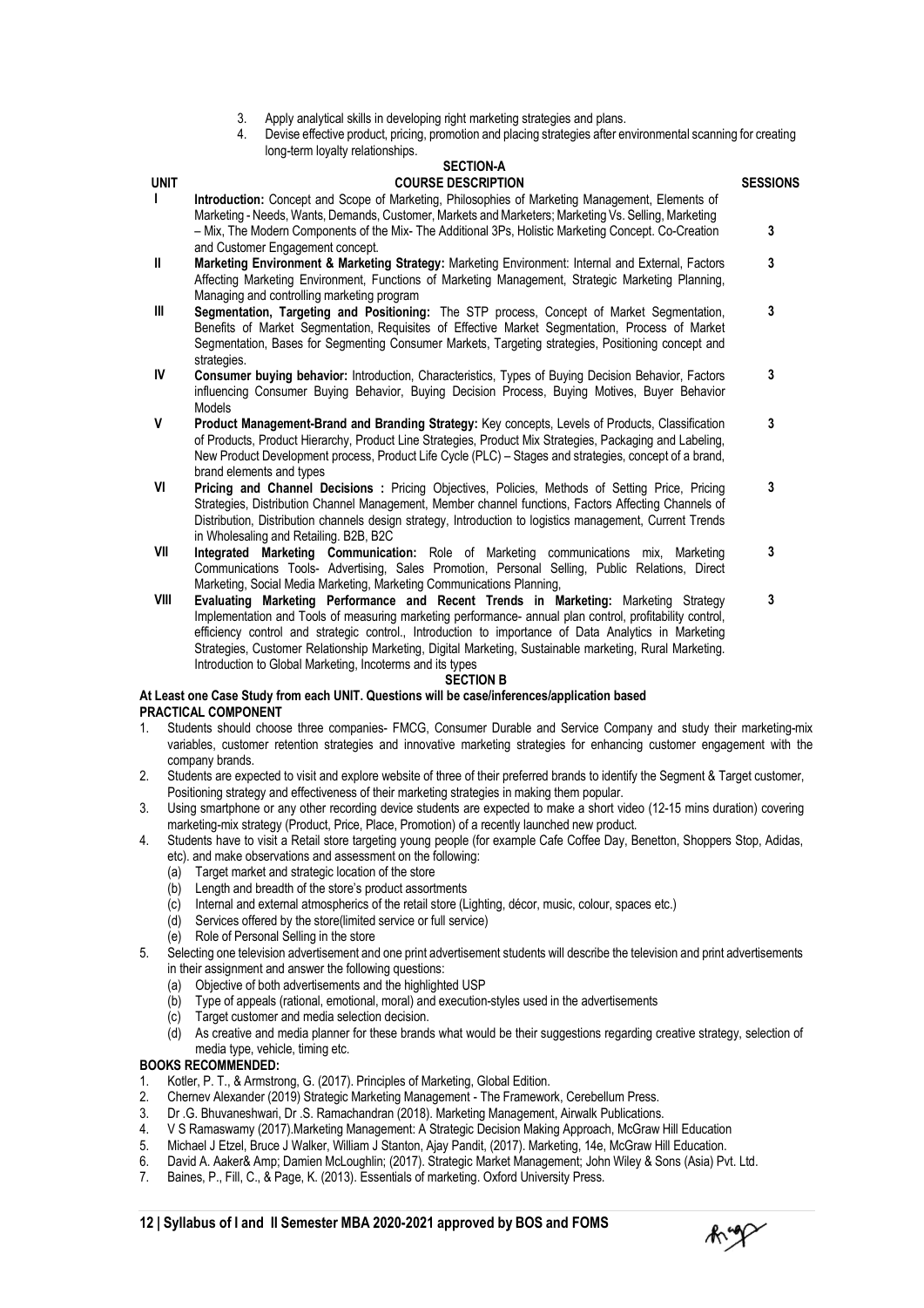3. Apply analytical skills in developing right marketing strategies and plans.
4. Devise effective product, pricing, promotion and placing strategies after environmental scanning for creating long-term loyalty relationships.

**SECTION-A**

| UNIT | COURSE DESCRIPTION | SESSIONS |
|---|---|---|
| I | **Introduction:** Concept and Scope of Marketing, Philosophies of Marketing Management, Elements of Marketing - Needs, Wants, Demands, Customer, Markets and Marketers; Marketing Vs. Selling, Marketing – Mix, The Modern Components of the Mix- The Additional 3Ps, Holistic Marketing Concept. Co-Creation and Customer Engagement concept. | 3 |
| II | **Marketing Environment & Marketing Strategy:** Marketing Environment: Internal and External, Factors Affecting Marketing Environment, Functions of Marketing Management, Strategic Marketing Planning, Managing and controlling marketing program | 3 |
| III | **Segmentation, Targeting and Positioning:** The STP process, Concept of Market Segmentation, Benefits of Market Segmentation, Requisites of Effective Market Segmentation, Process of Market Segmentation, Bases for Segmenting Consumer Markets, Targeting strategies, Positioning concept and strategies. | 3 |
| IV | **Consumer buying behavior:** Introduction, Characteristics, Types of Buying Decision Behavior, Factors influencing Consumer Buying Behavior, Buying Decision Process, Buying Motives, Buyer Behavior Models | 3 |
| V | **Product Management-Brand and Branding Strategy:** Key concepts, Levels of Products, Classification of Products, Product Hierarchy, Product Line Strategies, Product Mix Strategies, Packaging and Labeling, New Product Development process, Product Life Cycle (PLC) – Stages and strategies, concept of a brand, brand elements and types | 3 |
| VI | **Pricing and Channel Decisions :** Pricing Objectives, Policies, Methods of Setting Price, Pricing Strategies, Distribution Channel Management, Member channel functions, Factors Affecting Channels of Distribution, Distribution channels design strategy, Introduction to logistics management, Current Trends in Wholesaling and Retailing. B2B, B2C | 3 |
| VII | **Integrated Marketing Communication:** Role of Marketing communications mix, Marketing Communications Tools- Advertising, Sales Promotion, Personal Selling, Public Relations, Direct Marketing, Social Media Marketing, Marketing Communications Planning, | 3 |
| VIII | **Evaluating Marketing Performance and Recent Trends in Marketing:** Marketing Strategy Implementation and Tools of measuring marketing performance- annual plan control, profitability control, efficiency control and strategic control., Introduction to importance of Data Analytics in Marketing Strategies, Customer Relationship Marketing, Digital Marketing, Sustainable marketing, Rural Marketing. Introduction to Global Marketing, Incoterms and its types | 3 |

**SECTION B**

**At Least one Case Study from each UNIT. Questions will be case/inferences/application based**

**PRACTICAL COMPONENT**

1. Students should choose three companies- FMCG, Consumer Durable and Service Company and study their marketing-mix variables, customer retention strategies and innovative marketing strategies for enhancing customer engagement with the company brands.
2. Students are expected to visit and explore website of three of their preferred brands to identify the Segment & Target customer, Positioning strategy and effectiveness of their marketing strategies in making them popular.
3. Using smartphone or any other recording device students are expected to make a short video (12-15 mins duration) covering marketing-mix strategy (Product, Price, Place, Promotion) of a recently launched new product.
4. Students have to visit a Retail store targeting young people (for example Cafe Coffee Day, Benetton, Shoppers Stop, Adidas, etc). and make observations and assessment on the following:
   (a) Target market and strategic location of the store
   (b) Length and breadth of the store's product assortments
   (c) Internal and external atmospherics of the retail store (Lighting, décor, music, colour, spaces etc.)
   (d) Services offered by the store(limited service or full service)
   (e) Role of Personal Selling in the store
5. Selecting one television advertisement and one print advertisement students will describe the television and print advertisements in their assignment and answer the following questions:
   (a) Objective of both advertisements and the highlighted USP
   (b) Type of appeals (rational, emotional, moral) and execution-styles used in the advertisements
   (c) Target customer and media selection decision.
   (d) As creative and media planner for these brands what would be their suggestions regarding creative strategy, selection of media type, vehicle, timing etc.

**BOOKS RECOMMENDED:**

1. Kotler, P. T., & Armstrong, G. (2017). Principles of Marketing, Global Edition.
2. Chernev Alexander (2019) Strategic Marketing Management - The Framework, Cerebellum Press.
3. Dr .G. Bhuvaneshwari, Dr .S. Ramachandran (2018). Marketing Management, Airwalk Publications.
4. V S Ramaswamy (2017).Marketing Management: A Strategic Decision Making Approach, McGraw Hill Education
5. Michael J Etzel, Bruce J Walker, William J Stanton, Ajay Pandit, (2017). Marketing, 14e, McGraw Hill Education.
6. David A. Aaker& Amp; Damien McLoughlin; (2017). Strategic Market Management; John Wiley & Sons (Asia) Pvt. Ltd.
7. Baines, P., Fill, C., & Page, K. (2013). Essentials of marketing. Oxford University Press.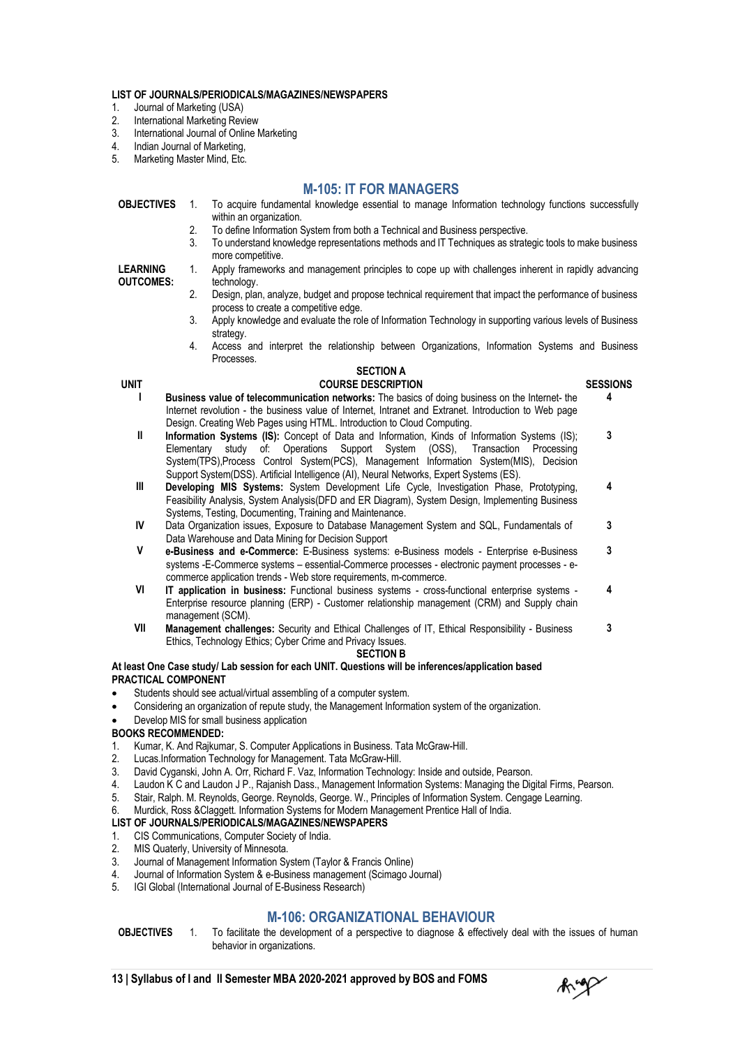**LIST OF JOURNALS/PERIODICALS/MAGAZINES/NEWSPAPERS**

1. Journal of Marketing (USA)
2. International Marketing Review
3. International Journal of Online Marketing
4. Indian Journal of Marketing,
5. Marketing Master Mind, Etc.

## M-105: IT FOR MANAGERS

**OBJECTIVES**

1. To acquire fundamental knowledge essential to manage Information technology functions successfully within an organization.
2. To define Information System from both a Technical and Business perspective.
3. To understand knowledge representations methods and IT Techniques as strategic tools to make business more competitive.

**LEARNING OUTCOMES:**

1. Apply frameworks and management principles to cope up with challenges inherent in rapidly advancing technology.
2. Design, plan, analyze, budget and propose technical requirement that impact the performance of business process to create a competitive edge.
3. Apply knowledge and evaluate the role of Information Technology in supporting various levels of Business strategy.
4. Access and interpret the relationship between Organizations, Information Systems and Business Processes.

**SECTION A**

| UNIT | COURSE DESCRIPTION | SESSIONS |
|---|---|---|
| I | **Business value of telecommunication networks:** The basics of doing business on the Internet- the Internet revolution - the business value of Internet, Intranet and Extranet. Introduction to Web page Design. Creating Web Pages using HTML. Introduction to Cloud Computing. | 4 |
| II | **Information Systems (IS):** Concept of Data and Information, Kinds of Information Systems (IS); Elementary study of: Operations Support System (OSS), Transaction Processing System(TPS),Process Control System(PCS), Management Information System(MIS), Decision Support System(DSS). Artificial Intelligence (AI), Neural Networks, Expert Systems (ES). | 3 |
| III | **Developing MIS Systems:** System Development Life Cycle, Investigation Phase, Prototyping, Feasibility Analysis, System Analysis(DFD and ER Diagram), System Design, Implementing Business Systems, Testing, Documenting, Training and Maintenance. | 4 |
| IV | Data Organization issues, Exposure to Database Management System and SQL, Fundamentals of Data Warehouse and Data Mining for Decision Support | 3 |
| V | **e-Business and e-Commerce:** E-Business systems: e-Business models - Enterprise e-Business systems -E-Commerce systems – essential-Commerce processes - electronic payment processes - e-commerce application trends - Web store requirements, m-commerce. | 3 |
| VI | **IT application in business:** Functional business systems - cross-functional enterprise systems - Enterprise resource planning (ERP) - Customer relationship management (CRM) and Supply chain management (SCM). | 4 |
| VII | **Management challenges:** Security and Ethical Challenges of IT, Ethical Responsibility - Business Ethics, Technology Ethics; Cyber Crime and Privacy Issues. | 3 |

**SECTION B**

**At least One Case study/ Lab session for each UNIT. Questions will be inferences/application based**

**PRACTICAL COMPONENT**

- Students should see actual/virtual assembling of a computer system.
- Considering an organization of repute study, the Management Information system of the organization.
- Develop MIS for small business application

**BOOKS RECOMMENDED:**

1. Kumar, K. And Rajkumar, S. Computer Applications in Business. Tata McGraw-Hill.
2. Lucas.Information Technology for Management. Tata McGraw-Hill.
3. David Cyganski, John A. Orr, Richard F. Vaz, Information Technology: Inside and outside, Pearson.
4. Laudon K C and Laudon J P., Rajanish Dass., Management Information Systems: Managing the Digital Firms, Pearson.
5. Stair, Ralph. M. Reynolds, George. Reynolds, George. W., Principles of Information System. Cengage Learning.
6. Murdick, Ross &Claggett. Information Systems for Modern Management Prentice Hall of India.

**LIST OF JOURNALS/PERIODICALS/MAGAZINES/NEWSPAPERS**

1. CIS Communications, Computer Society of India.
2. MIS Quaterly, University of Minnesota.
3. Journal of Management Information System (Taylor & Francis Online)
4. Journal of Information System & e-Business management (Scimago Journal)
5. IGI Global (International Journal of E-Business Research)

## M-106: ORGANIZATIONAL BEHAVIOUR

**OBJECTIVES**

1. To facilitate the development of a perspective to diagnose & effectively deal with the issues of human behavior in organizations.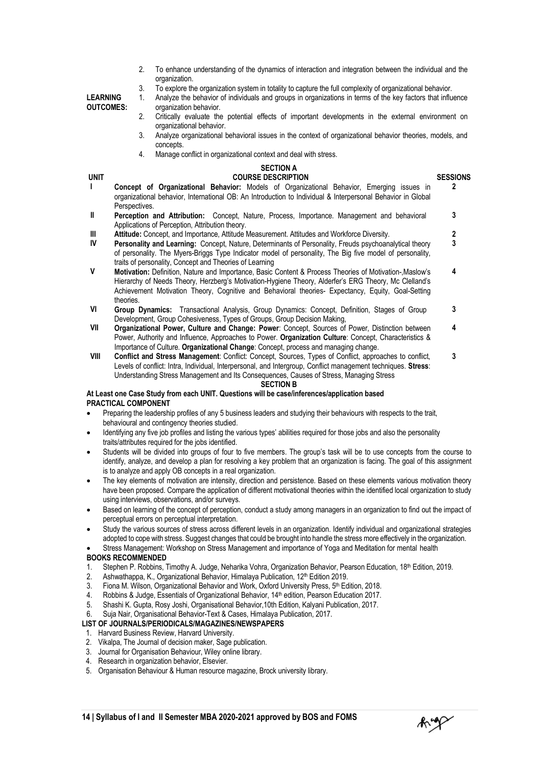2. To enhance understanding of the dynamics of interaction and integration between the individual and the organization.
3. To explore the organization system in totality to capture the full complexity of organizational behavior.

**LEARNING OUTCOMES:**

1. Analyze the behavior of individuals and groups in organizations in terms of the key factors that influence organization behavior.
2. Critically evaluate the potential effects of important developments in the external environment on organizational behavior.
3. Analyze organizational behavioral issues in the context of organizational behavior theories, models, and concepts.
4. Manage conflict in organizational context and deal with stress.

**SECTION A**

| UNIT | COURSE DESCRIPTION | SESSIONS |
|---|---|---|
| I | **Concept of Organizational Behavior:** Models of Organizational Behavior, Emerging issues in organizational behavior, International OB: An Introduction to Individual & Interpersonal Behavior in Global Perspectives. | 2 |
| II | **Perception and Attribution:** Concept, Nature, Process, Importance. Management and behavioral Applications of Perception, Attribution theory. | 3 |
| III | **Attitude:** Concept, and Importance, Attitude Measurement. Attitudes and Workforce Diversity. | 2 |
| IV | **Personality and Learning:** Concept, Nature, Determinants of Personality, Freuds psychoanalytical theory of personality. The Myers-Briggs Type Indicator model of personality, The Big five model of personality, traits of personality, Concept and Theories of Learning | 3 |
| V | **Motivation:** Definition, Nature and Importance, Basic Content & Process Theories of Motivation-,Maslow's Hierarchy of Needs Theory, Herzberg's Motivation-Hygiene Theory, Alderfer's ERG Theory, Mc Clelland's Achievement Motivation Theory, Cognitive and Behavioral theories- Expectancy, Equity, Goal-Setting theories. | 4 |
| VI | **Group Dynamics:** Transactional Analysis, Group Dynamics: Concept, Definition, Stages of Group Development, Group Cohesiveness, Types of Groups, Group Decision Making, | 3 |
| VII | **Organizational Power, Culture and Change: Power**: Concept, Sources of Power, Distinction between Power, Authority and Influence, Approaches to Power. **Organization Culture**: Concept, Characteristics & Importance of Culture. **Organizational Change**: Concept, process and managing change. | 4 |
| VIII | **Conflict and Stress Management**: Conflict: Concept, Sources, Types of Conflict, approaches to conflict, Levels of conflict: Intra, Individual, Interpersonal, and Intergroup, Conflict management techniques. **Stress**: Understanding Stress Management and Its Consequences, Causes of Stress, Managing Stress | 3 |

**SECTION B**

**At Least one Case Study from each UNIT. Questions will be case/inferences/application based**

**PRACTICAL COMPONENT**

- Preparing the leadership profiles of any 5 business leaders and studying their behaviours with respects to the trait, behavioural and contingency theories studied.
- Identifying any five job profiles and listing the various types' abilities required for those jobs and also the personality traits/attributes required for the jobs identified.
- Students will be divided into groups of four to five members. The group's task will be to use concepts from the course to identify, analyze, and develop a plan for resolving a key problem that an organization is facing. The goal of this assignment is to analyze and apply OB concepts in a real organization.
- The key elements of motivation are intensity, direction and persistence. Based on these elements various motivation theory have been proposed. Compare the application of different motivational theories within the identified local organization to study using interviews, observations, and/or surveys.
- Based on learning of the concept of perception, conduct a study among managers in an organization to find out the impact of perceptual errors on perceptual interpretation.
- Study the various sources of stress across different levels in an organization. Identify individual and organizational strategies adopted to cope with stress. Suggest changes that could be brought into handle the stress more effectively in the organization.
- Stress Management: Workshop on Stress Management and importance of Yoga and Meditation for mental health

**BOOKS RECOMMENDED**

1. Stephen P. Robbins, Timothy A. Judge, Neharika Vohra, Organization Behavior, Pearson Education, 18th Edition, 2019.
2. Ashwathappa, K., Organizational Behavior, Himalaya Publication, 12th Edition 2019.
3. Fiona M. Wilson, Organizational Behavior and Work, Oxford University Press, 5th Edition, 2018.
4. Robbins & Judge, Essentials of Organizational Behavior, 14th edition, Pearson Education 2017.
5. Shashi K. Gupta, Rosy Joshi, Organisational Behavior,10th Edition, Kalyani Publication, 2017.
6. Suja Nair, Organisational Behavior-Text & Cases, Himalaya Publication, 2017.

**LIST OF JOURNALS/PERIODICALS/MAGAZINES/NEWSPAPERS**

1. Harvard Business Review, Harvard University.
2. Vikalpa, The Journal of decision maker, Sage publication.
3. Journal for Organisation Behaviour, Wiley online library.
4. Research in organization behavior, Elsevier.
5. Organisation Behaviour & Human resource magazine, Brock university library.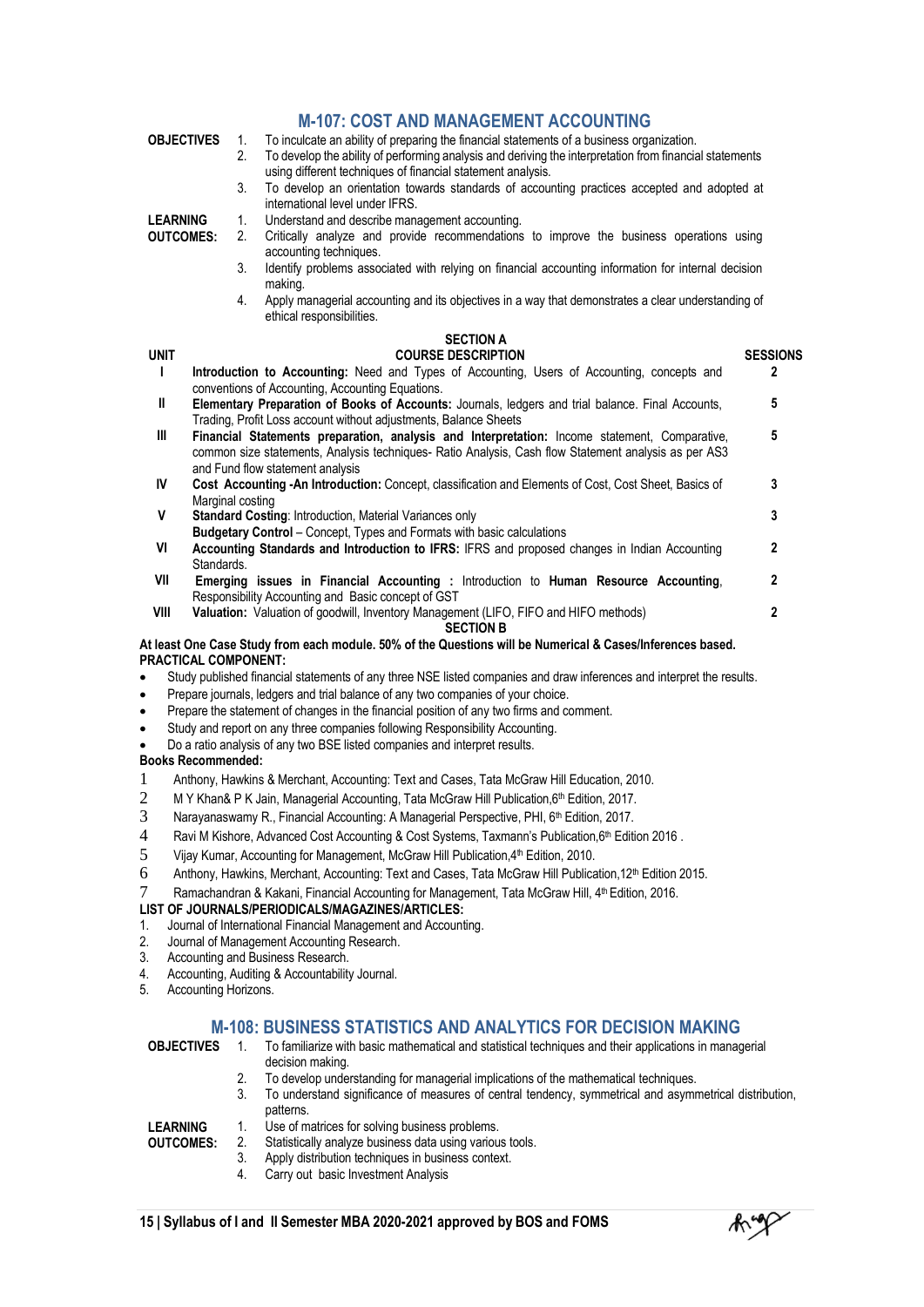## M-107: COST AND MANAGEMENT ACCOUNTING

**OBJECTIVES**

1. To inculcate an ability of preparing the financial statements of a business organization.
2. To develop the ability of performing analysis and deriving the interpretation from financial statements using different techniques of financial statement analysis.
3. To develop an orientation towards standards of accounting practices accepted and adopted at international level under IFRS.

**LEARNING OUTCOMES:**

1. Understand and describe management accounting.
2. Critically analyze and provide recommendations to improve the business operations using accounting techniques.
3. Identify problems associated with relying on financial accounting information for internal decision making.
4. Apply managerial accounting and its objectives in a way that demonstrates a clear understanding of ethical responsibilities.

**SECTION A**

| UNIT | COURSE DESCRIPTION | SESSIONS |
|---|---|---|
| I | **Introduction to Accounting:** Need and Types of Accounting, Users of Accounting, concepts and conventions of Accounting, Accounting Equations. | 2 |
| II | **Elementary Preparation of Books of Accounts:** Journals, ledgers and trial balance. Final Accounts, Trading, Profit Loss account without adjustments, Balance Sheets | 5 |
| III | **Financial Statements preparation, analysis and Interpretation:** Income statement, Comparative, common size statements, Analysis techniques- Ratio Analysis, Cash flow Statement analysis as per AS3 and Fund flow statement analysis | 5 |
| IV | **Cost Accounting -An Introduction:** Concept, classification and Elements of Cost, Cost Sheet, Basics of Marginal costing | 3 |
| V | **Standard Costing**: Introduction, Material Variances only<br>**Budgetary Control** – Concept, Types and Formats with basic calculations | 3 |
| VI | **Accounting Standards and Introduction to IFRS:** IFRS and proposed changes in Indian Accounting Standards. | 2 |
| VII | **Emerging issues in Financial Accounting :** Introduction to **Human Resource Accounting**, Responsibility Accounting and Basic concept of GST | 2 |
| VIII | **Valuation:** Valuation of goodwill, Inventory Management (LIFO, FIFO and HIFO methods) | 2 |

**SECTION B**

**At least One Case Study from each module. 50% of the Questions will be Numerical & Cases/Inferences based.**

**PRACTICAL COMPONENT:**

- Study published financial statements of any three NSE listed companies and draw inferences and interpret the results.
- Prepare journals, ledgers and trial balance of any two companies of your choice.
- Prepare the statement of changes in the financial position of any two firms and comment.
- Study and report on any three companies following Responsibility Accounting.
- Do a ratio analysis of any two BSE listed companies and interpret results.

**Books Recommended:**

1. Anthony, Hawkins & Merchant, Accounting: Text and Cases, Tata McGraw Hill Education, 2010.
2. M Y Khan& P K Jain, Managerial Accounting, Tata McGraw Hill Publication,6th Edition, 2017.
3. Narayanaswamy R., Financial Accounting: A Managerial Perspective, PHI, 6th Edition, 2017.
4. Ravi M Kishore, Advanced Cost Accounting & Cost Systems, Taxmann's Publication,6th Edition 2016 .
5. Vijay Kumar, Accounting for Management, McGraw Hill Publication,4th Edition, 2010.
6. Anthony, Hawkins, Merchant, Accounting: Text and Cases, Tata McGraw Hill Publication,12th Edition 2015.
7. Ramachandran & Kakani, Financial Accounting for Management, Tata McGraw Hill, 4th Edition, 2016.

**LIST OF JOURNALS/PERIODICALS/MAGAZINES/ARTICLES:**

1. Journal of International Financial Management and Accounting.
2. Journal of Management Accounting Research.
3. Accounting and Business Research.
4. Accounting, Auditing & Accountability Journal.
5. Accounting Horizons.

## M-108: BUSINESS STATISTICS AND ANALYTICS FOR DECISION MAKING

**OBJECTIVES**

1. To familiarize with basic mathematical and statistical techniques and their applications in managerial decision making.
2. To develop understanding for managerial implications of the mathematical techniques.
3. To understand significance of measures of central tendency, symmetrical and asymmetrical distribution, patterns.

**LEARNING OUTCOMES:**

1. Use of matrices for solving business problems.
2. Statistically analyze business data using various tools.
3. Apply distribution techniques in business context.
4. Carry out basic Investment Analysis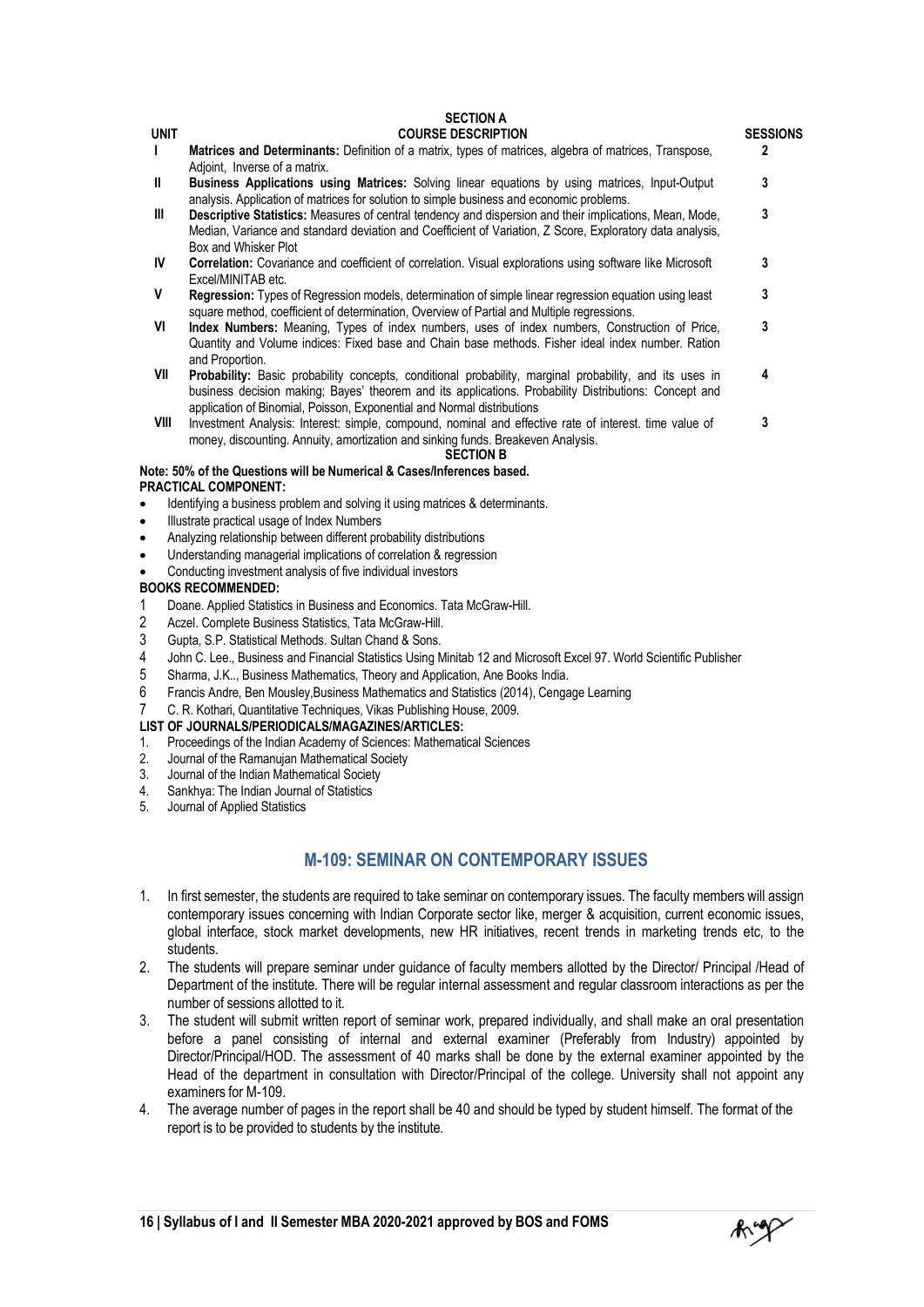## SECTION A

| UNIT | COURSE DESCRIPTION | SESSIONS |
|---|---|---|
| I | **Matrices and Determinants:** Definition of a matrix, types of matrices, algebra of matrices, Transpose, Adjoint, Inverse of a matrix. | 2 |
| II | **Business Applications using Matrices:** Solving linear equations by using matrices, Input-Output analysis. Application of matrices for solution to simple business and economic problems. | 3 |
| III | **Descriptive Statistics:** Measures of central tendency and dispersion and their implications, Mean, Mode, Median, Variance and standard deviation and Coefficient of Variation, Z Score, Exploratory data analysis, Box and Whisker Plot | 3 |
| IV | **Correlation:** Covariance and coefficient of correlation. Visual explorations using software like Microsoft Excel/MINITAB etc. | 3 |
| V | **Regression:** Types of Regression models, determination of simple linear regression equation using least square method, coefficient of determination, Overview of Partial and Multiple regressions. | 3 |
| VI | **Index Numbers:** Meaning, Types of index numbers, uses of index numbers, Construction of Price, Quantity and Volume indices: Fixed base and Chain base methods. Fisher ideal index number. Ration and Proportion. | 3 |
| VII | **Probability:** Basic probability concepts, conditional probability, marginal probability, and its uses in business decision making; Bayes' theorem and its applications. Probability Distributions: Concept and application of Binomial, Poisson, Exponential and Normal distributions | 4 |
| VIII | Investment Analysis: Interest: simple, compound, nominal and effective rate of interest. time value of money, discounting. Annuity, amortization and sinking funds. Breakeven Analysis. | 3 |

## SECTION B

**Note: 50% of the Questions will be Numerical & Cases/Inferences based.**

**PRACTICAL COMPONENT:**

- Identifying a business problem and solving it using matrices & determinants.
- Illustrate practical usage of Index Numbers
- Analyzing relationship between different probability distributions
- Understanding managerial implications of correlation & regression
- Conducting investment analysis of five individual investors

**BOOKS RECOMMENDED:**

1. Doane. Applied Statistics in Business and Economics. Tata McGraw-Hill.
2. Aczel. Complete Business Statistics, Tata McGraw-Hill.
3. Gupta, S.P. Statistical Methods. Sultan Chand & Sons.
4. John C. Lee., Business and Financial Statistics Using Minitab 12 and Microsoft Excel 97. World Scientific Publisher
5. Sharma, J.K.., Business Mathematics, Theory and Application, Ane Books India.
6. Francis Andre, Ben Mousley,Business Mathematics and Statistics (2014), Cengage Learning
7. C. R. Kothari, Quantitative Techniques, Vikas Publishing House, 2009.

**LIST OF JOURNALS/PERIODICALS/MAGAZINES/ARTICLES:**

1. Proceedings of the Indian Academy of Sciences: Mathematical Sciences
2. Journal of the Ramanujan Mathematical Society
3. Journal of the Indian Mathematical Society
4. Sankhya: The Indian Journal of Statistics
5. Journal of Applied Statistics

## M-109: SEMINAR ON CONTEMPORARY ISSUES

1. In first semester, the students are required to take seminar on contemporary issues. The faculty members will assign contemporary issues concerning with Indian Corporate sector like, merger & acquisition, current economic issues, global interface, stock market developments, new HR initiatives, recent trends in marketing trends etc, to the students.
2. The students will prepare seminar under guidance of faculty members allotted by the Director/ Principal /Head of Department of the institute. There will be regular internal assessment and regular classroom interactions as per the number of sessions allotted to it.
3. The student will submit written report of seminar work, prepared individually, and shall make an oral presentation before a panel consisting of internal and external examiner (Preferably from Industry) appointed by Director/Principal/HOD. The assessment of 40 marks shall be done by the external examiner appointed by the Head of the department in consultation with Director/Principal of the college. University shall not appoint any examiners for M-109.
4. The average number of pages in the report shall be 40 and should be typed by student himself. The format of the report is to be provided to students by the institute.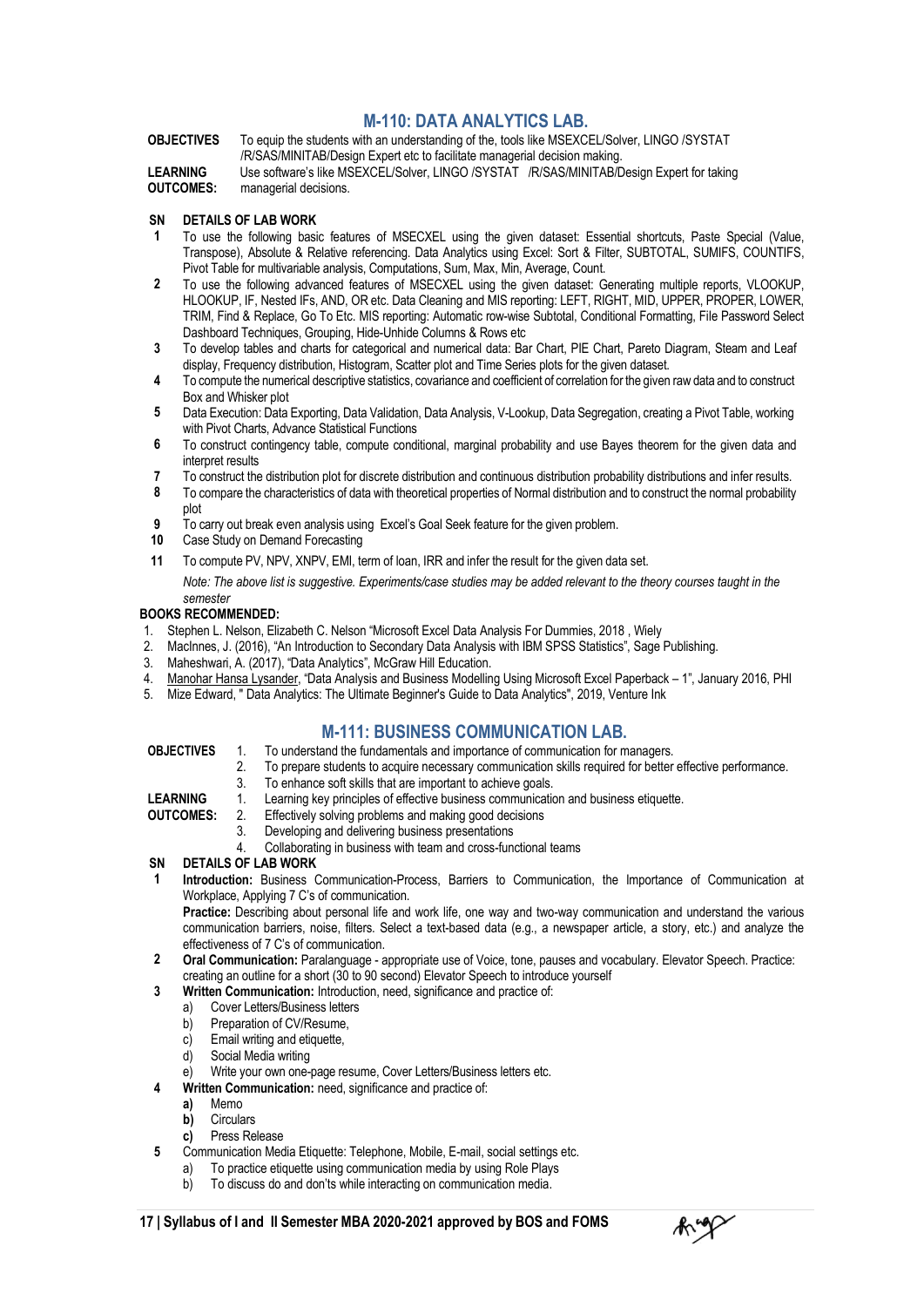## M-110: DATA ANALYTICS LAB.

**OBJECTIVES** To equip the students with an understanding of the, tools like MSEXCEL/Solver, LINGO /SYSTAT /R/SAS/MINITAB/Design Expert etc to facilitate managerial decision making.

**LEARNING OUTCOMES:** Use software's like MSEXCEL/Solver, LINGO /SYSTAT /R/SAS/MINITAB/Design Expert for taking managerial decisions.

| SN | DETAILS OF LAB WORK |
|---|---|
| 1 | To use the following basic features of MSECXEL using the given dataset: Essential shortcuts, Paste Special (Value, Transpose), Absolute & Relative referencing. Data Analytics using Excel: Sort & Filter, SUBTOTAL, SUMIFS, COUNTIFS, Pivot Table for multivariable analysis, Computations, Sum, Max, Min, Average, Count. |
| 2 | To use the following advanced features of MSECXEL using the given dataset: Generating multiple reports, VLOOKUP, HLOOKUP, IF, Nested IFs, AND, OR etc. Data Cleaning and MIS reporting: LEFT, RIGHT, MID, UPPER, PROPER, LOWER, TRIM, Find & Replace, Go To Etc. MIS reporting: Automatic row-wise Subtotal, Conditional Formatting, File Password Select Dashboard Techniques, Grouping, Hide-Unhide Columns & Rows etc |
| 3 | To develop tables and charts for categorical and numerical data: Bar Chart, PIE Chart, Pareto Diagram, Steam and Leaf display, Frequency distribution, Histogram, Scatter plot and Time Series plots for the given dataset. |
| 4 | To compute the numerical descriptive statistics, covariance and coefficient of correlation for the given raw data and to construct Box and Whisker plot |
| 5 | Data Execution: Data Exporting, Data Validation, Data Analysis, V-Lookup, Data Segregation, creating a Pivot Table, working with Pivot Charts, Advance Statistical Functions |
| 6 | To construct contingency table, compute conditional, marginal probability and use Bayes theorem for the given data and interpret results |
| 7 | To construct the distribution plot for discrete distribution and continuous distribution probability distributions and infer results. |
| 8 | To compare the characteristics of data with theoretical properties of Normal distribution and to construct the normal probability plot |
| 9 | To carry out break even analysis using Excel's Goal Seek feature for the given problem. |
| 10 | Case Study on Demand Forecasting |
| 11 | To compute PV, NPV, XNPV, EMI, term of loan, IRR and infer the result for the given data set. |

*Note: The above list is suggestive. Experiments/case studies may be added relevant to the theory courses taught in the semester*

**BOOKS RECOMMENDED:**

1. Stephen L. Nelson, Elizabeth C. Nelson "Microsoft Excel Data Analysis For Dummies, 2018 , Wiely
2. MacInnes, J. (2016), "An Introduction to Secondary Data Analysis with IBM SPSS Statistics", Sage Publishing.
3. Maheshwari, A. (2017), "Data Analytics", McGraw Hill Education.
4. Manohar Hansa Lysander, "Data Analysis and Business Modelling Using Microsoft Excel Paperback – 1", January 2016, PHI
5. Mize Edward, " Data Analytics: The Ultimate Beginner's Guide to Data Analytics", 2019, Venture Ink

## M-111: BUSINESS COMMUNICATION LAB.

**OBJECTIVES**
1. To understand the fundamentals and importance of communication for managers.
2. To prepare students to acquire necessary communication skills required for better effective performance.
3. To enhance soft skills that are important to achieve goals.

**LEARNING OUTCOMES:**
1. Learning key principles of effective business communication and business etiquette.
2. Effectively solving problems and making good decisions
3. Developing and delivering business presentations
4. Collaborating in business with team and cross-functional teams

**SN DETAILS OF LAB WORK**

1. **Introduction:** Business Communication-Process, Barriers to Communication, the Importance of Communication at Workplace, Applying 7 C's of communication.
   **Practice:** Describing about personal life and work life, one way and two-way communication and understand the various communication barriers, noise, filters. Select a text-based data (e.g., a newspaper article, a story, etc.) and analyze the effectiveness of 7 C's of communication.
2. **Oral Communication:** Paralanguage - appropriate use of Voice, tone, pauses and vocabulary. Elevator Speech. Practice: creating an outline for a short (30 to 90 second) Elevator Speech to introduce yourself
3. **Written Communication:** Introduction, need, significance and practice of:
   a) Cover Letters/Business letters
   b) Preparation of CV/Resume,
   c) Email writing and etiquette,
   d) Social Media writing
   e) Write your own one-page resume, Cover Letters/Business letters etc.
4. **Written Communication:** need, significance and practice of:
   **a)** Memo
   **b)** Circulars
   **c)** Press Release
5. Communication Media Etiquette: Telephone, Mobile, E-mail, social settings etc.
   a) To practice etiquette using communication media by using Role Plays
   b) To discuss do and don'ts while interacting on communication media.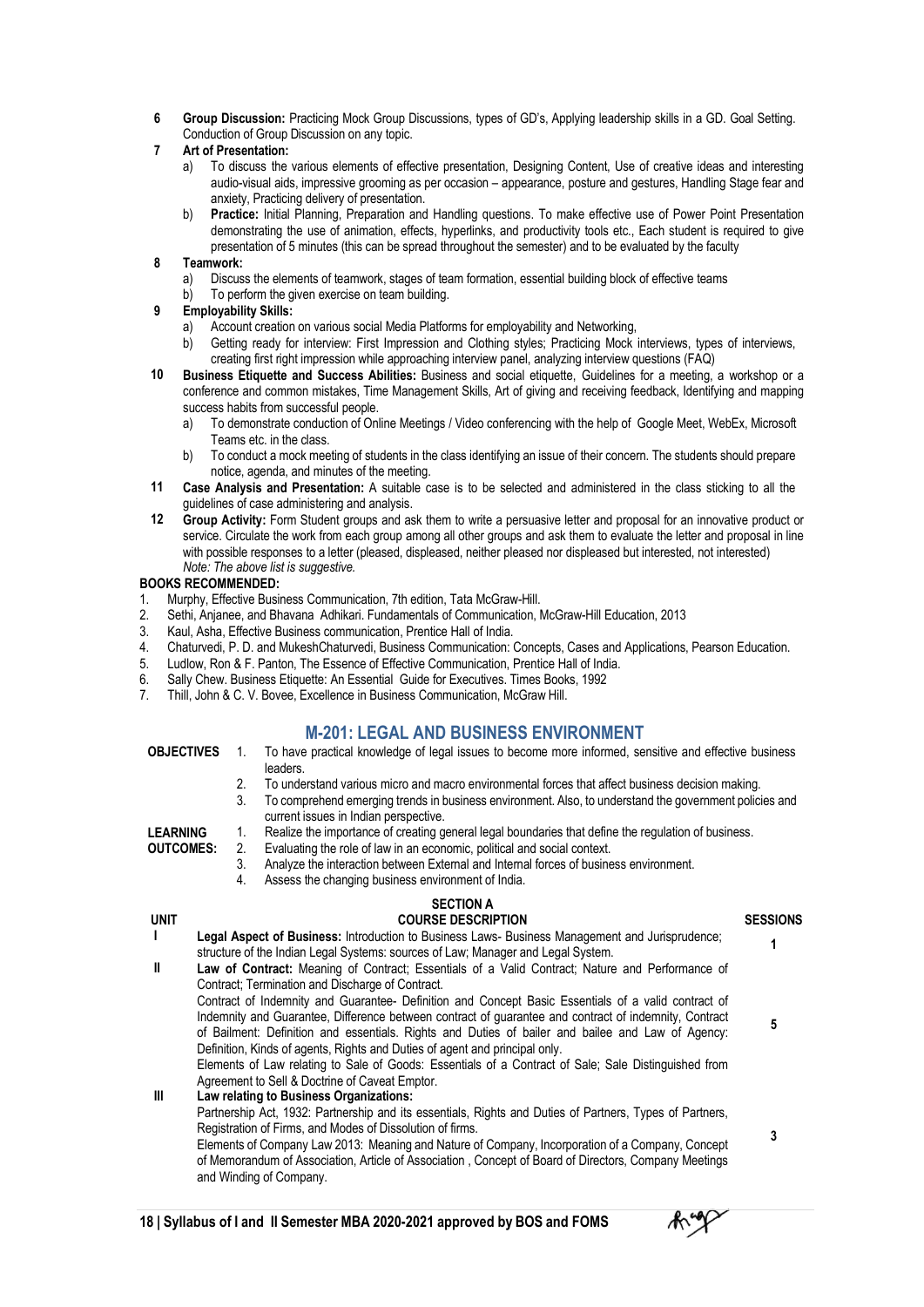**6** **Group Discussion:** Practicing Mock Group Discussions, types of GD's, Applying leadership skills in a GD. Goal Setting. Conduction of Group Discussion on any topic.

**7** **Art of Presentation:**

a) To discuss the various elements of effective presentation, Designing Content, Use of creative ideas and interesting audio-visual aids, impressive grooming as per occasion – appearance, posture and gestures, Handling Stage fear and anxiety, Practicing delivery of presentation.

b) **Practice:** Initial Planning, Preparation and Handling questions. To make effective use of Power Point Presentation demonstrating the use of animation, effects, hyperlinks, and productivity tools etc., Each student is required to give presentation of 5 minutes (this can be spread throughout the semester) and to be evaluated by the faculty

**8** **Teamwork:**

a) Discuss the elements of teamwork, stages of team formation, essential building block of effective teams

b) To perform the given exercise on team building.

**9** **Employability Skills:**

a) Account creation on various social Media Platforms for employability and Networking,

b) Getting ready for interview: First Impression and Clothing styles; Practicing Mock interviews, types of interviews, creating first right impression while approaching interview panel, analyzing interview questions (FAQ)

**10** **Business Etiquette and Success Abilities:** Business and social etiquette, Guidelines for a meeting, a workshop or a conference and common mistakes, Time Management Skills, Art of giving and receiving feedback, Identifying and mapping success habits from successful people.

a) To demonstrate conduction of Online Meetings / Video conferencing with the help of Google Meet, WebEx, Microsoft Teams etc. in the class.

b) To conduct a mock meeting of students in the class identifying an issue of their concern. The students should prepare notice, agenda, and minutes of the meeting.

**11** **Case Analysis and Presentation:** A suitable case is to be selected and administered in the class sticking to all the guidelines of case administering and analysis.

**12** **Group Activity:** Form Student groups and ask them to write a persuasive letter and proposal for an innovative product or service. Circulate the work from each group among all other groups and ask them to evaluate the letter and proposal in line with possible responses to a letter (pleased, displeased, neither pleased nor displeased but interested, not interested)

*Note: The above list is suggestive.*

**BOOKS RECOMMENDED:**

1. Murphy, Effective Business Communication, 7th edition, Tata McGraw-Hill.
2. Sethi, Anjanee, and Bhavana Adhikari. Fundamentals of Communication, McGraw-Hill Education, 2013
3. Kaul, Asha, Effective Business communication, Prentice Hall of India.
4. Chaturvedi, P. D. and MukeshChaturvedi, Business Communication: Concepts, Cases and Applications, Pearson Education.
5. Ludlow, Ron & F. Panton, The Essence of Effective Communication, Prentice Hall of India.
6. Sally Chew. Business Etiquette: An Essential Guide for Executives. Times Books, 1992
7. Thill, John & C. V. Bovee, Excellence in Business Communication, McGraw Hill.

## M-201: LEGAL AND BUSINESS ENVIRONMENT

**OBJECTIVES**

1. To have practical knowledge of legal issues to become more informed, sensitive and effective business leaders.
2. To understand various micro and macro environmental forces that affect business decision making.
3. To comprehend emerging trends in business environment. Also, to understand the government policies and current issues in Indian perspective.

**LEARNING OUTCOMES:**

1. Realize the importance of creating general legal boundaries that define the regulation of business.
2. Evaluating the role of law in an economic, political and social context.
3. Analyze the interaction between External and Internal forces of business environment.
4. Assess the changing business environment of India.

**SECTION A**

| UNIT | COURSE DESCRIPTION | SESSIONS |
|---|---|---|
| I | **Legal Aspect of Business:** Introduction to Business Laws- Business Management and Jurisprudence; structure of the Indian Legal Systems: sources of Law; Manager and Legal System. | 1 |
| II | **Law of Contract:** Meaning of Contract; Essentials of a Valid Contract; Nature and Performance of Contract; Termination and Discharge of Contract. Contract of Indemnity and Guarantee- Definition and Concept Basic Essentials of a valid contract of Indemnity and Guarantee, Difference between contract of guarantee and contract of indemnity, Contract of Bailment: Definition and essentials. Rights and Duties of bailer and bailee and Law of Agency: Definition, Kinds of agents, Rights and Duties of agent and principal only. Elements of Law relating to Sale of Goods: Essentials of a Contract of Sale; Sale Distinguished from Agreement to Sell & Doctrine of Caveat Emptor. | 5 |
| III | **Law relating to Business Organizations:** Partnership Act, 1932: Partnership and its essentials, Rights and Duties of Partners, Types of Partners, Registration of Firms, and Modes of Dissolution of firms. Elements of Company Law 2013: Meaning and Nature of Company, Incorporation of a Company, Concept of Memorandum of Association, Article of Association , Concept of Board of Directors, Company Meetings and Winding of Company. | 3 |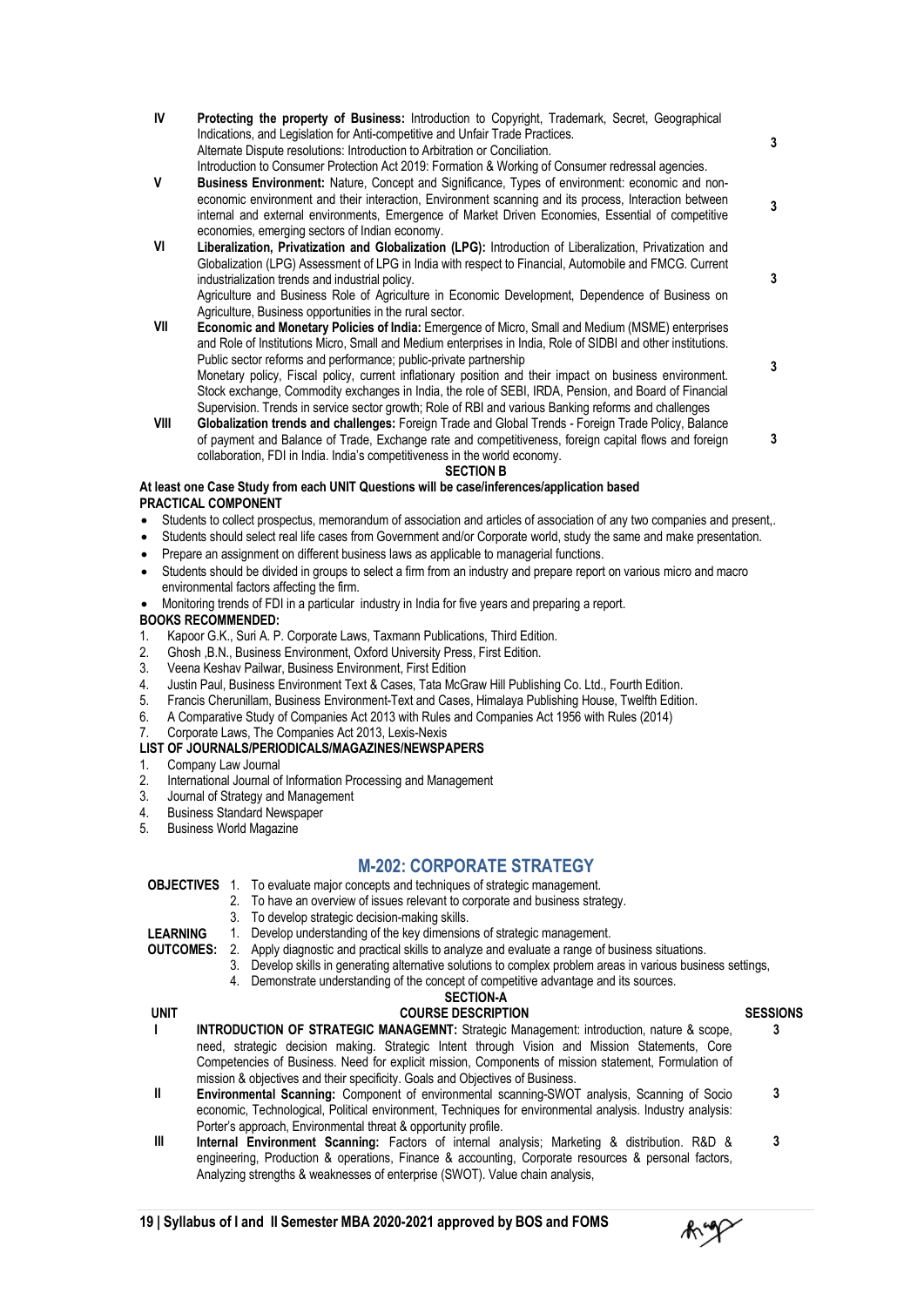| | | |
|---|---|---|
| IV | **Protecting the property of Business:** Introduction to Copyright, Trademark, Secret, Geographical Indications, and Legislation for Anti-competitive and Unfair Trade Practices. Alternate Dispute resolutions: Introduction to Arbitration or Conciliation. Introduction to Consumer Protection Act 2019: Formation & Working of Consumer redressal agencies. | 3 |
| V | **Business Environment:** Nature, Concept and Significance, Types of environment: economic and non-economic environment and their interaction, Environment scanning and its process, Interaction between internal and external environments, Emergence of Market Driven Economies, Essential of competitive economies, emerging sectors of Indian economy. | 3 |
| VI | **Liberalization, Privatization and Globalization (LPG):** Introduction of Liberalization, Privatization and Globalization (LPG) Assessment of LPG in India with respect to Financial, Automobile and FMCG. Current industrialization trends and industrial policy. Agriculture and Business Role of Agriculture in Economic Development, Dependence of Business on Agriculture, Business opportunities in the rural sector. | 3 |
| VII | **Economic and Monetary Policies of India:** Emergence of Micro, Small and Medium (MSME) enterprises and Role of Institutions Micro, Small and Medium enterprises in India, Role of SIDBI and other institutions. Public sector reforms and performance; public-private partnership Monetary policy, Fiscal policy, current inflationary position and their impact on business environment. Stock exchange, Commodity exchanges in India, the role of SEBI, IRDA, Pension, and Board of Financial Supervision. Trends in service sector growth; Role of RBI and various Banking reforms and challenges | 3 |
| VIII | **Globalization trends and challenges:** Foreign Trade and Global Trends - Foreign Trade Policy, Balance of payment and Balance of Trade, Exchange rate and competitiveness, foreign capital flows and foreign collaboration, FDI in India. India's competitiveness in the world economy. | 3 |

**SECTION B**

**At least one Case Study from each UNIT Questions will be case/inferences/application based**

**PRACTICAL COMPONENT**

- Students to collect prospectus, memorandum of association and articles of association of any two companies and present,.
- Students should select real life cases from Government and/or Corporate world, study the same and make presentation.
- Prepare an assignment on different business laws as applicable to managerial functions.
- Students should be divided in groups to select a firm from an industry and prepare report on various micro and macro environmental factors affecting the firm.
- Monitoring trends of FDI in a particular industry in India for five years and preparing a report.

**BOOKS RECOMMENDED:**

1. Kapoor G.K., Suri A. P. Corporate Laws, Taxmann Publications, Third Edition.
2. Ghosh ,B.N., Business Environment, Oxford University Press, First Edition.
3. Veena Keshav Pailwar, Business Environment, First Edition
4. Justin Paul, Business Environment Text & Cases, Tata McGraw Hill Publishing Co. Ltd., Fourth Edition.
5. Francis Cherunillam, Business Environment-Text and Cases, Himalaya Publishing House, Twelfth Edition.
6. A Comparative Study of Companies Act 2013 with Rules and Companies Act 1956 with Rules (2014)
7. Corporate Laws, The Companies Act 2013, Lexis-Nexis

**LIST OF JOURNALS/PERIODICALS/MAGAZINES/NEWSPAPERS**

1. Company Law Journal
2. International Journal of Information Processing and Management
3. Journal of Strategy and Management
4. Business Standard Newspaper
5. Business World Magazine

## M-202: CORPORATE STRATEGY

**OBJECTIVES**

1. To evaluate major concepts and techniques of strategic management.
2. To have an overview of issues relevant to corporate and business strategy.
3. To develop strategic decision-making skills.

**LEARNING OUTCOMES:**

1. Develop understanding of the key dimensions of strategic management.
2. Apply diagnostic and practical skills to analyze and evaluate a range of business situations.
3. Develop skills in generating alternative solutions to complex problem areas in various business settings,
4. Demonstrate understanding of the concept of competitive advantage and its sources.

**SECTION-A**

| UNIT | COURSE DESCRIPTION | SESSIONS |
|---|---|---|
| I | **INTRODUCTION OF STRATEGIC MANAGEMNT:** Strategic Management: introduction, nature & scope, need, strategic decision making. Strategic Intent through Vision and Mission Statements, Core Competencies of Business. Need for explicit mission, Components of mission statement, Formulation of mission & objectives and their specificity. Goals and Objectives of Business. | 3 |
| II | **Environmental Scanning:** Component of environmental scanning-SWOT analysis, Scanning of Socio economic, Technological, Political environment, Techniques for environmental analysis. Industry analysis: Porter's approach, Environmental threat & opportunity profile. | 3 |
| III | **Internal Environment Scanning:** Factors of internal analysis; Marketing & distribution. R&D & engineering, Production & operations, Finance & accounting, Corporate resources & personal factors, Analyzing strengths & weaknesses of enterprise (SWOT). Value chain analysis, | 3 |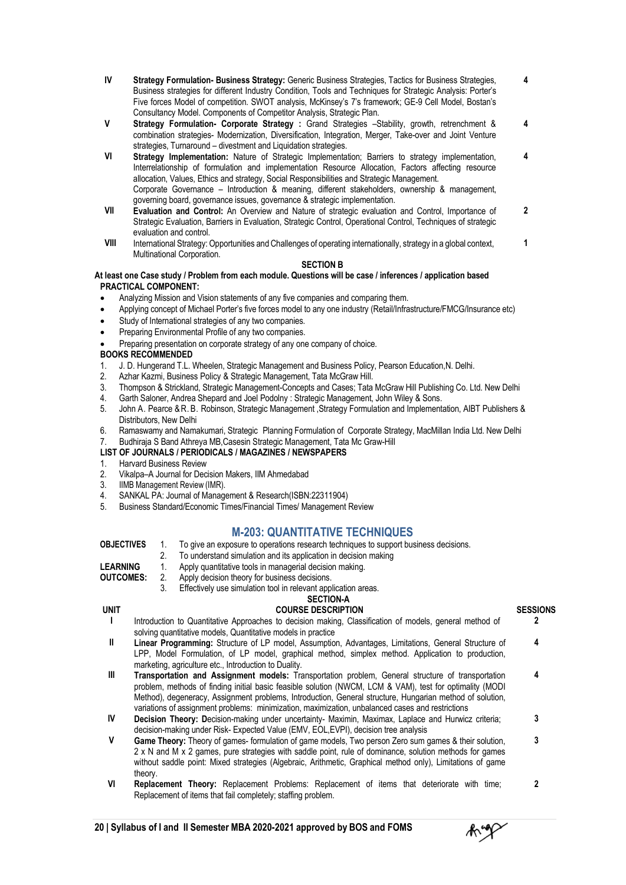| UNIT | COURSE DESCRIPTION | SESSIONS |
|---|---|---|
| IV | **Strategy Formulation- Business Strategy:** Generic Business Strategies, Tactics for Business Strategies, Business strategies for different Industry Condition, Tools and Techniques for Strategic Analysis: Porter's Five forces Model of competition. SWOT analysis, McKinsey's 7's framework; GE-9 Cell Model, Bostan's Consultancy Model. Components of Competitor Analysis, Strategic Plan. | 4 |
| V | **Strategy Formulation- Corporate Strategy :** Grand Strategies –Stability, growth, retrenchment & combination strategies- Modernization, Diversification, Integration, Merger, Take-over and Joint Venture strategies, Turnaround – divestment and Liquidation strategies. | 4 |
| VI | **Strategy Implementation:** Nature of Strategic Implementation; Barriers to strategy implementation, Interrelationship of formulation and implementation Resource Allocation, Factors affecting resource allocation, Values, Ethics and strategy, Social Responsibilities and Strategic Management. Corporate Governance – Introduction & meaning, different stakeholders, ownership & management, governing board, governance issues, governance & strategic implementation. | 4 |
| VII | **Evaluation and Control:** An Overview and Nature of strategic evaluation and Control, Importance of Strategic Evaluation, Barriers in Evaluation, Strategic Control, Operational Control, Techniques of strategic evaluation and control. | 2 |
| VIII | International Strategy: Opportunities and Challenges of operating internationally, strategy in a global context, Multinational Corporation. | 1 |

**SECTION B**

**At least one Case study / Problem from each module. Questions will be case / inferences / application based**

**PRACTICAL COMPONENT:**

- Analyzing Mission and Vision statements of any five companies and comparing them.
- Applying concept of Michael Porter's five forces model to any one industry (Retail/Infrastructure/FMCG/Insurance etc)
- Study of International strategies of any two companies.
- Preparing Environmental Profile of any two companies.
- Preparing presentation on corporate strategy of any one company of choice.

**BOOKS RECOMMENDED**

1. J. D. Hungerand T.L. Wheelen, Strategic Management and Business Policy, Pearson Education,N. Delhi.
2. Azhar Kazmi, Business Policy & Strategic Management, Tata McGraw Hill.
3. Thompson & Strickland, Strategic Management-Concepts and Cases; Tata McGraw Hill Publishing Co. Ltd. New Delhi
4. Garth Saloner, Andrea Shepard and Joel Podolny : Strategic Management, John Wiley & Sons.
5. John A. Pearce &R. B. Robinson, Strategic Management ,Strategy Formulation and Implementation, AIBT Publishers & Distributors, New Delhi
6. Ramaswamy and Namakumari, Strategic Planning Formulation of Corporate Strategy, MacMillan India Ltd. New Delhi
7. Budhiraja S Band Athreya MB,Casesin Strategic Management, Tata Mc Graw-Hill

**LIST OF JOURNALS / PERIODICALS / MAGAZINES / NEWSPAPERS**

1. Harvard Business Review
2. Vikalpa–A Journal for Decision Makers, IIM Ahmedabad
3. IIMB Management Review (IMR).
4. SANKAL PA: Journal of Management & Research(ISBN:22311904)
5. Business Standard/Economic Times/Financial Times/ Management Review

## M-203: QUANTITATIVE TECHNIQUES

**OBJECTIVES**

1. To give an exposure to operations research techniques to support business decisions.
2. To understand simulation and its application in decision making

**LEARNING OUTCOMES:**

1. Apply quantitative tools in managerial decision making.
2. Apply decision theory for business decisions.
3. Effectively use simulation tool in relevant application areas.

**SECTION-A**

| UNIT | COURSE DESCRIPTION | SESSIONS |
|---|---|---|
| I | Introduction to Quantitative Approaches to decision making, Classification of models, general method of solving quantitative models, Quantitative models in practice | 2 |
| II | **Linear Programming:** Structure of LP model, Assumption, Advantages, Limitations, General Structure of LPP, Model Formulation, of LP model, graphical method, simplex method. Application to production, marketing, agriculture etc., Introduction to Duality. | 4 |
| III | **Transportation and Assignment models:** Transportation problem, General structure of transportation problem, methods of finding initial basic feasible solution (NWCM, LCM & VAM), test for optimality (MODI Method), degeneracy, Assignment problems, Introduction, General structure, Hungarian method of solution, variations of assignment problems: minimization, maximization, unbalanced cases and restrictions | 4 |
| IV | **Decision Theory: D**ecision-making under uncertainty- Maximin, Maximax, Laplace and Hurwicz criteria; decision-making under Risk- Expected Value (EMV, EOL,EVPI), decision tree analysis | 3 |
| V | **Game Theory:** Theory of games- formulation of game models, Two person Zero sum games & their solution, 2 x N and M x 2 games, pure strategies with saddle point, rule of dominance, solution methods for games without saddle point: Mixed strategies (Algebraic, Arithmetic, Graphical method only), Limitations of game theory. | 3 |
| VI | **Replacement Theory:** Replacement Problems: Replacement of items that deteriorate with time; Replacement of items that fail completely; staffing problem. | 2 |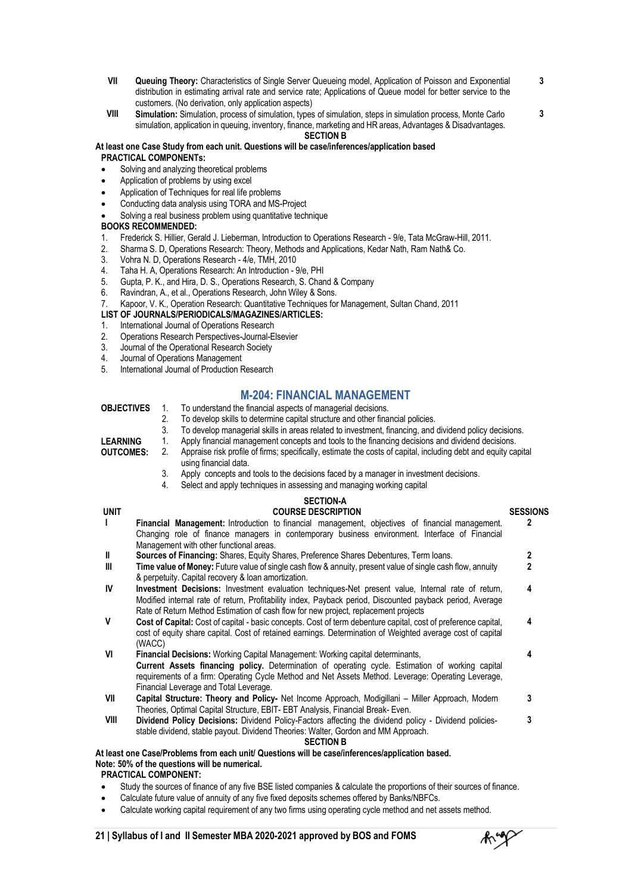| | | |
|---|---|---|
| VII | **Queuing Theory:** Characteristics of Single Server Queueing model, Application of Poisson and Exponential distribution in estimating arrival rate and service rate; Applications of Queue model for better service to the customers. (No derivation, only application aspects) | 3 |
| VIII | **Simulation:** Simulation, process of simulation, types of simulation, steps in simulation process, Monte Carlo simulation, application in queuing, inventory, finance, marketing and HR areas, Advantages & Disadvantages. | 3 |

**SECTION B**

**At least one Case Study from each unit. Questions will be case/inferences/application based**

**PRACTICAL COMPONENTs:**

- Solving and analyzing theoretical problems
- Application of problems by using excel
- Application of Techniques for real life problems
- Conducting data analysis using TORA and MS-Project
- Solving a real business problem using quantitative technique

**BOOKS RECOMMENDED:**

1. Frederick S. Hillier, Gerald J. Lieberman, Introduction to Operations Research - 9/e, Tata McGraw-Hill, 2011.
2. Sharma S. D, Operations Research: Theory, Methods and Applications, Kedar Nath, Ram Nath& Co.
3. Vohra N. D, Operations Research - 4/e, TMH, 2010
4. Taha H. A, Operations Research: An Introduction - 9/e, PHI
5. Gupta, P. K., and Hira, D. S., Operations Research, S. Chand & Company
6. Ravindran, A., et al., Operations Research, John Wiley & Sons.
7. Kapoor, V. K., Operation Research: Quantitative Techniques for Management, Sultan Chand, 2011

**LIST OF JOURNALS/PERIODICALS/MAGAZINES/ARTICLES:**

1. International Journal of Operations Research
2. Operations Research Perspectives-Journal-Elsevier
3. Journal of the Operational Research Society
4. Journal of Operations Management
5. International Journal of Production Research

## M-204: FINANCIAL MANAGEMENT

**OBJECTIVES**

1. To understand the financial aspects of managerial decisions.
2. To develop skills to determine capital structure and other financial policies.
3. To develop managerial skills in areas related to investment, financing, and dividend policy decisions.

**LEARNING OUTCOMES:**

1. Apply financial management concepts and tools to the financing decisions and dividend decisions.
2. Appraise risk profile of firms; specifically, estimate the costs of capital, including debt and equity capital using financial data.
3. Apply concepts and tools to the decisions faced by a manager in investment decisions.
4. Select and apply techniques in assessing and managing working capital

**SECTION-A**

| UNIT | COURSE DESCRIPTION | SESSIONS |
|---|---|---|
| I | **Financial Management:** Introduction to financial management, objectives of financial management. Changing role of finance managers in contemporary business environment. Interface of Financial Management with other functional areas. | 2 |
| II | **Sources of Financing:** Shares, Equity Shares, Preference Shares Debentures, Term loans. | 2 |
| III | **Time value of Money:** Future value of single cash flow & annuity, present value of single cash flow, annuity & perpetuity. Capital recovery & loan amortization. | 2 |
| IV | **Investment Decisions:** Investment evaluation techniques-Net present value, Internal rate of return, Modified internal rate of return, Profitability index, Payback period, Discounted payback period, Average Rate of Return Method Estimation of cash flow for new project, replacement projects | 4 |
| V | **Cost of Capital:** Cost of capital - basic concepts. Cost of term debenture capital, cost of preference capital, cost of equity share capital. Cost of retained earnings. Determination of Weighted average cost of capital (WACC) | 4 |
| VI | **Financial Decisions:** Working Capital Management: Working capital determinants, **Current Assets financing policy.** Determination of operating cycle. Estimation of working capital requirements of a firm: Operating Cycle Method and Net Assets Method. Leverage: Operating Leverage, Financial Leverage and Total Leverage. | 4 |
| VII | **Capital Structure: Theory and Policy-** Net Income Approach, Modigillani – Miller Approach, Modern Theories, Optimal Capital Structure, EBIT- EBT Analysis, Financial Break- Even. | 3 |
| VIII | **Dividend Policy Decisions:** Dividend Policy-Factors affecting the dividend policy - Dividend policies- stable dividend, stable payout. Dividend Theories: Walter, Gordon and MM Approach. | 3 |

**SECTION B**

**At least one Case/Problems from each unit/ Questions will be case/inferences/application based.**
**Note: 50% of the questions will be numerical.**

**PRACTICAL COMPONENT:**

- Study the sources of finance of any five BSE listed companies & calculate the proportions of their sources of finance.
- Calculate future value of annuity of any five fixed deposits schemes offered by Banks/NBFCs.
- Calculate working capital requirement of any two firms using operating cycle method and net assets method.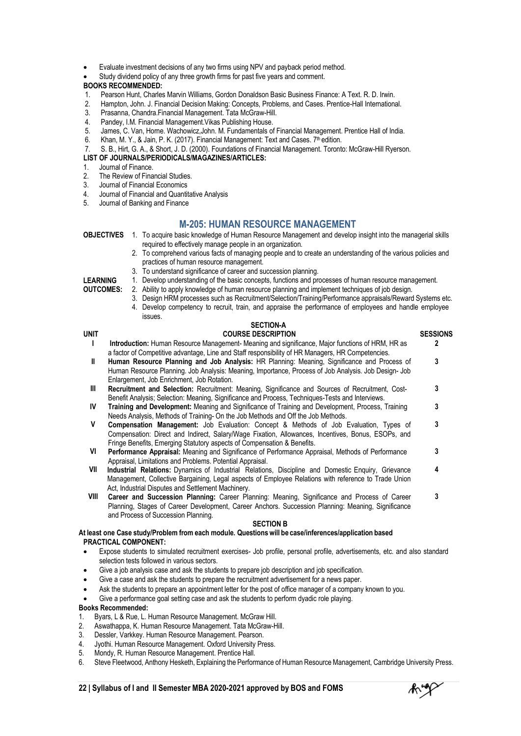- Evaluate investment decisions of any two firms using NPV and payback period method.
- Study dividend policy of any three growth firms for past five years and comment.

**BOOKS RECOMMENDED:**

1. Pearson Hunt, Charles Marvin Williams, Gordon Donaldson Basic Business Finance: A Text. R. D. Irwin.
2. Hampton, John. J. Financial Decision Making: Concepts, Problems, and Cases. Prentice-Hall International.
3. Prasanna, Chandra.Financial Management. Tata McGraw-Hill.
4. Pandey, I.M. Financial Management.Vikas Publishing House.
5. James, C. Van, Horne. Wachowicz,John. M. Fundamentals of Financial Management. Prentice Hall of India.
6. Khan, M. Y., & Jain, P. K. (2017). Financial Management: Text and Cases. 7th edition.
7. S. B., Hirt, G. A., & Short, J. D. (2000). Foundations of Financial Management. Toronto: McGraw-Hill Ryerson.

**LIST OF JOURNALS/PERIODICALS/MAGAZINES/ARTICLES:**

1. Journal of Finance.
2. The Review of Financial Studies.
3. Journal of Financial Economics
4. Journal of Financial and Quantitative Analysis
5. Journal of Banking and Finance

## M-205: HUMAN RESOURCE MANAGEMENT

**OBJECTIVES**

1. To acquire basic knowledge of Human Resource Management and develop insight into the managerial skills required to effectively manage people in an organization.
2. To comprehend various facts of managing people and to create an understanding of the various policies and practices of human resource management.
3. To understand significance of career and succession planning.

**LEARNING OUTCOMES:**

1. Develop understanding of the basic concepts, functions and processes of human resource management.
2. Ability to apply knowledge of human resource planning and implement techniques of job design.
3. Design HRM processes such as Recruitment/Selection/Training/Performance appraisals/Reward Systems etc.
4. Develop competency to recruit, train, and appraise the performance of employees and handle employee issues.

**SECTION-A**

| UNIT | COURSE DESCRIPTION | SESSIONS |
|---|---|---|
| I | **Introduction:** Human Resource Management- Meaning and significance, Major functions of HRM, HR as a factor of Competitive advantage, Line and Staff responsibility of HR Managers, HR Competencies. | 2 |
| II | **Human Resource Planning and Job Analysis:** HR Planning: Meaning, Significance and Process of Human Resource Planning. Job Analysis: Meaning, Importance, Process of Job Analysis. Job Design- Job Enlargement, Job Enrichment, Job Rotation. | 3 |
| III | **Recruitment and Selection:** Recruitment: Meaning, Significance and Sources of Recruitment, Cost-Benefit Analysis; Selection: Meaning, Significance and Process, Techniques-Tests and Interviews. | 3 |
| IV | **Training and Development:** Meaning and Significance of Training and Development, Process, Training Needs Analysis, Methods of Training- On the Job Methods and Off the Job Methods. | 3 |
| V | **Compensation Management:** Job Evaluation: Concept & Methods of Job Evaluation, Types of Compensation: Direct and Indirect, Salary/Wage Fixation, Allowances, Incentives, Bonus, ESOPs, and Fringe Benefits, Emerging Statutory aspects of Compensation & Benefits. | 3 |
| VI | **Performance Appraisal:** Meaning and Significance of Performance Appraisal, Methods of Performance Appraisal, Limitations and Problems. Potential Appraisal. | 3 |
| VII | **Industrial Relations:** Dynamics of Industrial Relations, Discipline and Domestic Enquiry, Grievance Management, Collective Bargaining, Legal aspects of Employee Relations with reference to Trade Union Act, Industrial Disputes and Settlement Machinery. | 4 |
| VIII | **Career and Succession Planning:** Career Planning: Meaning, Significance and Process of Career Planning, Stages of Career Development, Career Anchors. Succession Planning: Meaning, Significance and Process of Succession Planning. | 3 |

**SECTION B**

**At least one Case study/Problem from each module. Questions will be case/inferences/application based**

**PRACTICAL COMPONENT:**

- Expose students to simulated recruitment exercises- Job profile, personal profile, advertisements, etc. and also standard selection tests followed in various sectors.
- Give a job analysis case and ask the students to prepare job description and job specification.
- Give a case and ask the students to prepare the recruitment advertisement for a news paper.
- Ask the students to prepare an appointment letter for the post of office manager of a company known to you.
- Give a performance goal setting case and ask the students to perform dyadic role playing.

**Books Recommended:**

1. Byars, L & Rue, L. Human Resource Management. McGraw Hill.
2. Aswathappa, K. Human Resource Management. Tata McGraw-Hill.
3. Dessler, Varkkey. Human Resource Management. Pearson.
4. Jyothi. Human Resource Management. Oxford University Press.
5. Mondy, R. Human Resource Management. Prentice Hall.
6. Steve Fleetwood, Anthony Hesketh, Explaining the Performance of Human Resource Management, Cambridge University Press.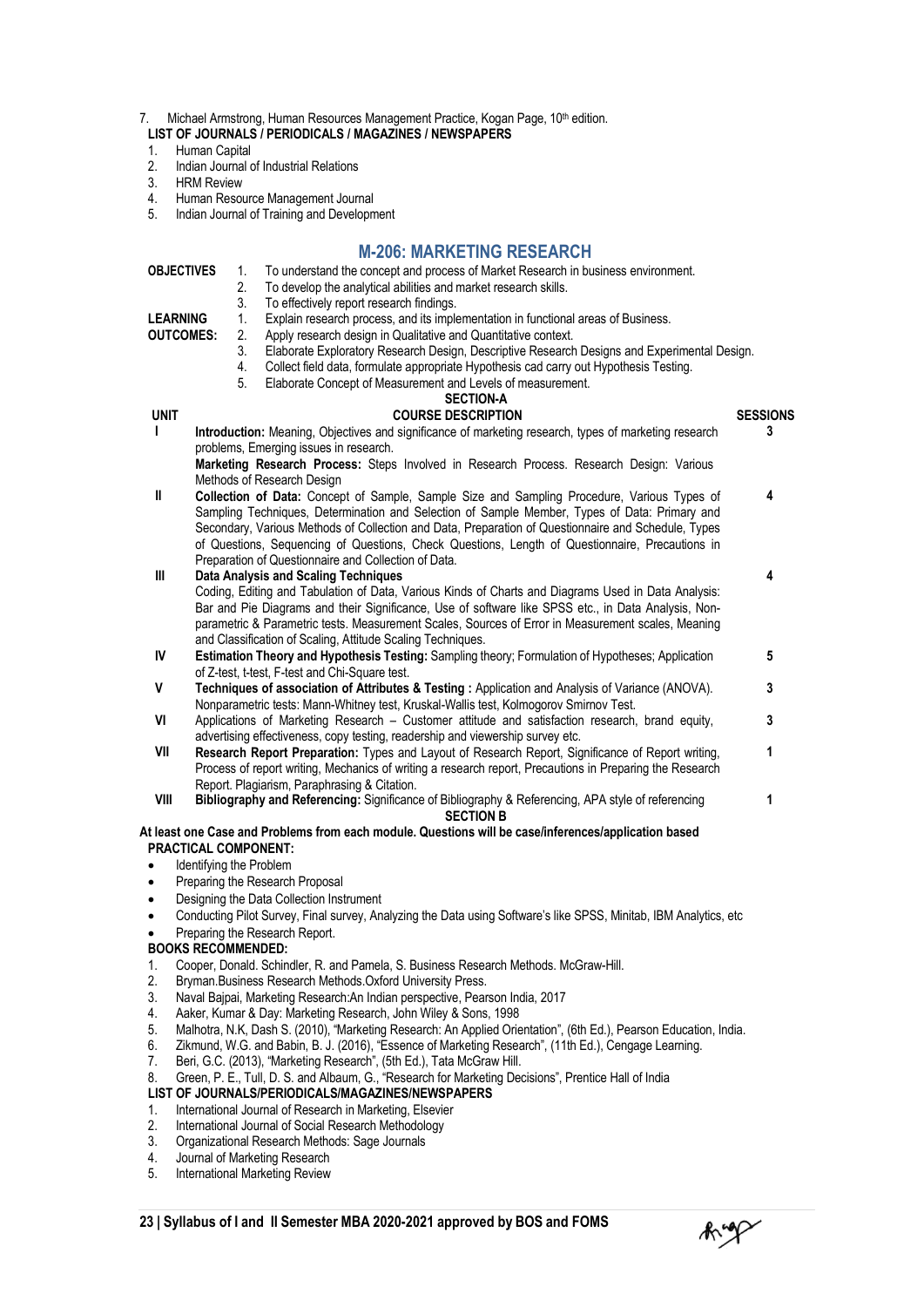7. Michael Armstrong, Human Resources Management Practice, Kogan Page, 10th edition.

**LIST OF JOURNALS / PERIODICALS / MAGAZINES / NEWSPAPERS**

1. Human Capital
2. Indian Journal of Industrial Relations
3. HRM Review
4. Human Resource Management Journal
5. Indian Journal of Training and Development

## M-206: MARKETING RESEARCH

**OBJECTIVES**

1. To understand the concept and process of Market Research in business environment.
2. To develop the analytical abilities and market research skills.
3. To effectively report research findings.

**LEARNING OUTCOMES:**

1. Explain research process, and its implementation in functional areas of Business.
2. Apply research design in Qualitative and Quantitative context.
3. Elaborate Exploratory Research Design, Descriptive Research Designs and Experimental Design.
4. Collect field data, formulate appropriate Hypothesis cad carry out Hypothesis Testing.
5. Elaborate Concept of Measurement and Levels of measurement.

**SECTION-A**

| UNIT | COURSE DESCRIPTION | SESSIONS |
|---|---|---|
| I | **Introduction:** Meaning, Objectives and significance of marketing research, types of marketing research problems, Emerging issues in research.<br>**Marketing Research Process:** Steps Involved in Research Process. Research Design: Various Methods of Research Design | 3 |
| II | **Collection of Data:** Concept of Sample, Sample Size and Sampling Procedure, Various Types of Sampling Techniques, Determination and Selection of Sample Member, Types of Data: Primary and Secondary, Various Methods of Collection and Data, Preparation of Questionnaire and Schedule, Types of Questions, Sequencing of Questions, Check Questions, Length of Questionnaire, Precautions in Preparation of Questionnaire and Collection of Data. | 4 |
| III | **Data Analysis and Scaling Techniques**<br>Coding, Editing and Tabulation of Data, Various Kinds of Charts and Diagrams Used in Data Analysis: Bar and Pie Diagrams and their Significance, Use of software like SPSS etc., in Data Analysis, Non-parametric & Parametric tests. Measurement Scales, Sources of Error in Measurement scales, Meaning and Classification of Scaling, Attitude Scaling Techniques. | 4 |
| IV | **Estimation Theory and Hypothesis Testing:** Sampling theory; Formulation of Hypotheses; Application of Z-test, t-test, F-test and Chi-Square test. | 5 |
| V | **Techniques of association of Attributes & Testing :** Application and Analysis of Variance (ANOVA). Nonparametric tests: Mann-Whitney test, Kruskal-Wallis test, Kolmogorov Smirnov Test. | 3 |
| VI | Applications of Marketing Research – Customer attitude and satisfaction research, brand equity, advertising effectiveness, copy testing, readership and viewership survey etc. | 3 |
| VII | **Research Report Preparation:** Types and Layout of Research Report, Significance of Report writing, Process of report writing, Mechanics of writing a research report, Precautions in Preparing the Research Report. Plagiarism, Paraphrasing & Citation. | 1 |
| VIII | **Bibliography and Referencing:** Significance of Bibliography & Referencing, APA style of referencing | 1 |

**SECTION B**

**At least one Case and Problems from each module. Questions will be case/inferences/application based**

**PRACTICAL COMPONENT:**

- Identifying the Problem
- Preparing the Research Proposal
- Designing the Data Collection Instrument
- Conducting Pilot Survey, Final survey, Analyzing the Data using Software's like SPSS, Minitab, IBM Analytics, etc
- Preparing the Research Report.

**BOOKS RECOMMENDED:**

1. Cooper, Donald. Schindler, R. and Pamela, S. Business Research Methods. McGraw-Hill.
2. Bryman.Business Research Methods.Oxford University Press.
3. Naval Bajpai, Marketing Research:An Indian perspective, Pearson India, 2017
4. Aaker, Kumar & Day: Marketing Research, John Wiley & Sons, 1998
5. Malhotra, N.K, Dash S. (2010), "Marketing Research: An Applied Orientation", (6th Ed.), Pearson Education, India.
6. Zikmund, W.G. and Babin, B. J. (2016), "Essence of Marketing Research", (11th Ed.), Cengage Learning.
7. Beri, G.C. (2013), "Marketing Research", (5th Ed.), Tata McGraw Hill.
8. Green, P. E., Tull, D. S. and Albaum, G., "Research for Marketing Decisions", Prentice Hall of India

**LIST OF JOURNALS/PERIODICALS/MAGAZINES/NEWSPAPERS**

1. International Journal of Research in Marketing, Elsevier
2. International Journal of Social Research Methodology
3. Organizational Research Methods: Sage Journals
4. Journal of Marketing Research
5. International Marketing Review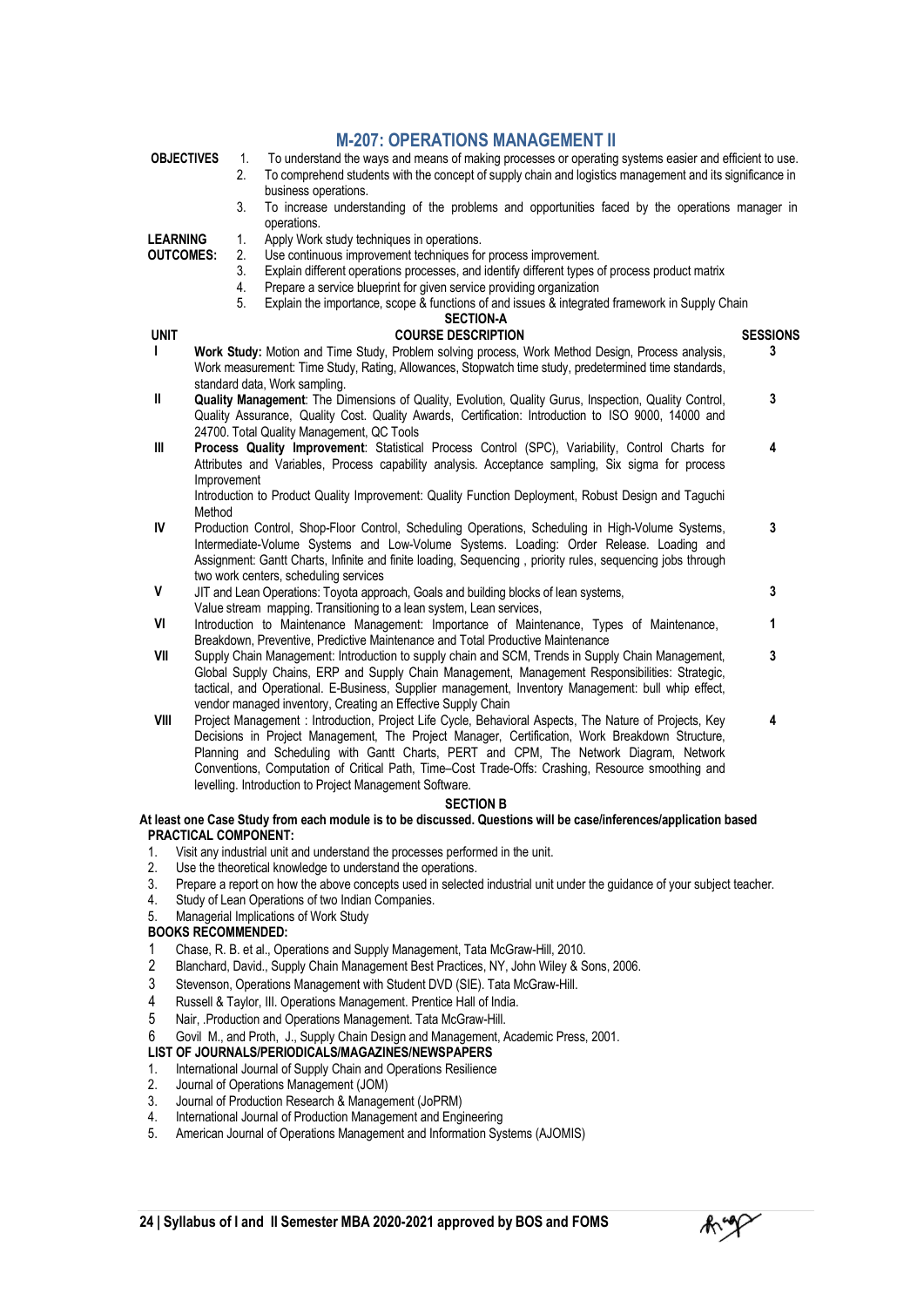# M-207: OPERATIONS MANAGEMENT II

**OBJECTIVES**

1. To understand the ways and means of making processes or operating systems easier and efficient to use.
2. To comprehend students with the concept of supply chain and logistics management and its significance in business operations.
3. To increase understanding of the problems and opportunities faced by the operations manager in operations.

**LEARNING OUTCOMES:**

1. Apply Work study techniques in operations.
2. Use continuous improvement techniques for process improvement.
3. Explain different operations processes, and identify different types of process product matrix
4. Prepare a service blueprint for given service providing organization
5. Explain the importance, scope & functions of and issues & integrated framework in Supply Chain

**SECTION-A**

| UNIT | COURSE DESCRIPTION | SESSIONS |
|---|---|---|
| I | **Work Study:** Motion and Time Study, Problem solving process, Work Method Design, Process analysis, Work measurement: Time Study, Rating, Allowances, Stopwatch time study, predetermined time standards, standard data, Work sampling. | 3 |
| II | **Quality Management**: The Dimensions of Quality, Evolution, Quality Gurus, Inspection, Quality Control, Quality Assurance, Quality Cost. Quality Awards, Certification: Introduction to ISO 9000, 14000 and 24700. Total Quality Management, QC Tools | 3 |
| III | **Process Quality Improvement**: Statistical Process Control (SPC), Variability, Control Charts for Attributes and Variables, Process capability analysis. Acceptance sampling, Six sigma for process Improvement<br>Introduction to Product Quality Improvement: Quality Function Deployment, Robust Design and Taguchi Method | 4 |
| IV | Production Control, Shop-Floor Control, Scheduling Operations, Scheduling in High-Volume Systems, Intermediate-Volume Systems and Low-Volume Systems. Loading: Order Release. Loading and Assignment: Gantt Charts, Infinite and finite loading, Sequencing , priority rules, sequencing jobs through two work centers, scheduling services | 3 |
| V | JIT and Lean Operations: Toyota approach, Goals and building blocks of lean systems, Value stream mapping. Transitioning to a lean system, Lean services, | 3 |
| VI | Introduction to Maintenance Management: Importance of Maintenance, Types of Maintenance, Breakdown, Preventive, Predictive Maintenance and Total Productive Maintenance | 1 |
| VII | Supply Chain Management: Introduction to supply chain and SCM, Trends in Supply Chain Management, Global Supply Chains, ERP and Supply Chain Management, Management Responsibilities: Strategic, tactical, and Operational. E-Business, Supplier management, Inventory Management: bull whip effect, vendor managed inventory, Creating an Effective Supply Chain | 3 |
| VIII | Project Management : Introduction, Project Life Cycle, Behavioral Aspects, The Nature of Projects, Key Decisions in Project Management, The Project Manager, Certification, Work Breakdown Structure, Planning and Scheduling with Gantt Charts, PERT and CPM, The Network Diagram, Network Conventions, Computation of Critical Path, Time–Cost Trade-Offs: Crashing, Resource smoothing and levelling. Introduction to Project Management Software. | 4 |

**SECTION B**

**At least one Case Study from each module is to be discussed. Questions will be case/inferences/application based**

**PRACTICAL COMPONENT:**

1. Visit any industrial unit and understand the processes performed in the unit.
2. Use the theoretical knowledge to understand the operations.
3. Prepare a report on how the above concepts used in selected industrial unit under the guidance of your subject teacher.
4. Study of Lean Operations of two Indian Companies.
5. Managerial Implications of Work Study

**BOOKS RECOMMENDED:**

1. Chase, R. B. et al., Operations and Supply Management, Tata McGraw-Hill, 2010.
2. Blanchard, David., Supply Chain Management Best Practices, NY, John Wiley & Sons, 2006.
3. Stevenson, Operations Management with Student DVD (SIE). Tata McGraw-Hill.
4. Russell & Taylor, III. Operations Management. Prentice Hall of India.
5. Nair, .Production and Operations Management. Tata McGraw-Hill.
6. Govil M., and Proth, J., Supply Chain Design and Management, Academic Press, 2001.

**LIST OF JOURNALS/PERIODICALS/MAGAZINES/NEWSPAPERS**

1. International Journal of Supply Chain and Operations Resilience
2. Journal of Operations Management (JOM)
3. Journal of Production Research & Management (JoPRM)
4. International Journal of Production Management and Engineering
5. American Journal of Operations Management and Information Systems (AJOMIS)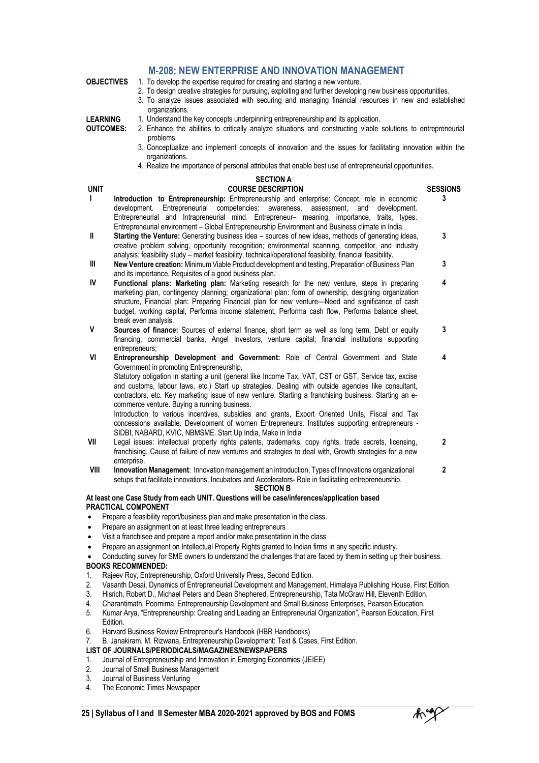# M-208: NEW ENTERPRISE AND INNOVATION MANAGEMENT

**OBJECTIVES**

1. To develop the expertise required for creating and starting a new venture.
2. To design creative strategies for pursuing, exploiting and further developing new business opportunities.
3. To analyze issues associated with securing and managing financial resources in new and established organizations.

**LEARNING OUTCOMES:**

1. Understand the key concepts underpinning entrepreneurship and its application.
2. Enhance the abilities to critically analyze situations and constructing viable solutions to entrepreneurial problems.
3. Conceptualize and implement concepts of innovation and the issues for facilitating innovation within the organizations.
4. Realize the importance of personal attributes that enable best use of entrepreneurial opportunities.

**SECTION A**

| UNIT | COURSE DESCRIPTION | SESSIONS |
|---|---|---|
| I | **Introduction to Entrepreneurship:** Entrepreneurship and enterprise: Concept, role in economic development. Entrepreneurial competencies: awareness, assessment, and development. Entrepreneurial and Intrapreneurial mind. Entrepreneur– meaning, importance, traits, types. Entrepreneurial environment – Global Entrepreneurship Environment and Business climate in India. | 3 |
| II | **Starting the Venture:** Generating business idea – sources of new ideas, methods of generating ideas, creative problem solving, opportunity recognition; environmental scanning, competitor, and industry analysis; feasibility study – market feasibility, technical/operational feasibility, financial feasibility. | 3 |
| III | **New Venture creation:** Minimum Viable Product development and testing, Preparation of Business Plan and its importance. Requisites of a good business plan. | 3 |
| IV | **Functional plans: Marketing plan:** Marketing research for the new venture, steps in preparing marketing plan, contingency planning; organizational plan: form of ownership, designing organization structure, Financial plan: Preparing Financial plan for new venture—Need and significance of cash budget, working capital, Performa income statement, Performa cash flow, Performa balance sheet, break even analysis. | 4 |
| V | **Sources of finance:** Sources of external finance, short term as well as long term, Debt or equity financing, commercial banks, Angel Investors, venture capital; financial institutions supporting entrepreneurs; | 3 |
| VI | **Entrepreneurship Development and Government:** Role of Central Government and State Government in promoting Entrepreneurship, Statutory obligation in starting a unit (general like Income Tax, VAT, CST or GST, Service tax, excise and customs, labour laws, etc.) Start up strategies. Dealing with outside agencies like consultant, contractors, etc. Key marketing issue of new venture. Starting a franchising business. Starting an e-commerce venture. Buying a running business. Introduction to various incentives, subsidies and grants, Export Oriented Units, Fiscal and Tax concessions available. Development of women Entrepreneurs. Institutes supporting entrepreneurs - SIDBI, NABARD, KVIC, NBMSME. Start Up India, Make in India | 4 |
| VII | Legal issues: intellectual property rights patents, trademarks, copy rights, trade secrets, licensing, franchising. Cause of failure of new ventures and strategies to deal with, Growth strategies for a new enterprise. | 2 |
| VIII | **Innovation Management**: Innovation management an introduction, Types of Innovations organizational setups that facilitate innovations, Incubators and Accelerators- Role in facilitating entrepreneurship. | 2 |

**SECTION B**

**At least one Case Study from each UNIT. Questions will be case/inferences/application based**

**PRACTICAL COMPONENT**

- Prepare a feasibility report/business plan and make presentation in the class.
- Prepare an assignment on at least three leading entrepreneurs
- Visit a franchisee and prepare a report and/or make presentation in the class
- Prepare an assignment on Intellectual Property Rights granted to Indian firms in any specific industry.
- Conducting survey for SME owners to understand the challenges that are faced by them in setting up their business.

**BOOKS RECOMMENDED:**

1. Rajeev Roy, Entrepreneurship, Oxford University Press, Second Edition.
2. Vasanth Desai, Dynamics of Entrepreneurial Development and Management, Himalaya Publishing House, First Edition.
3. Hisrich, Robert D., Michael Peters and Dean Shepehred, Entrepreneurship, Tata McGraw Hill, Eleventh Edition.
4. Charantimath, Poornima, Entrepreneurship Development and Small Business Enterprises, Pearson Education.
5. Kumar Arya, "Entrepreneurship: Creating and Leading an Entrepreneurial Organization", Pearson Education, First Edition.
6. Harvard Business Review Entrepreneur's Handbook (HBR Handbooks)
7. B. Janakiram, M. Rizwana, Entrepreneurship Development: Text & Cases, First Edition.

**LIST OF JOURNALS/PERIODICALS/MAGAZINES/NEWSPAPERS**

1. Journal of Entrepreneurship and Innovation in Emerging Economies (JEIEE)
2. Journal of Small Business Management
3. Journal of Business Venturing
4. The Economic Times Newspaper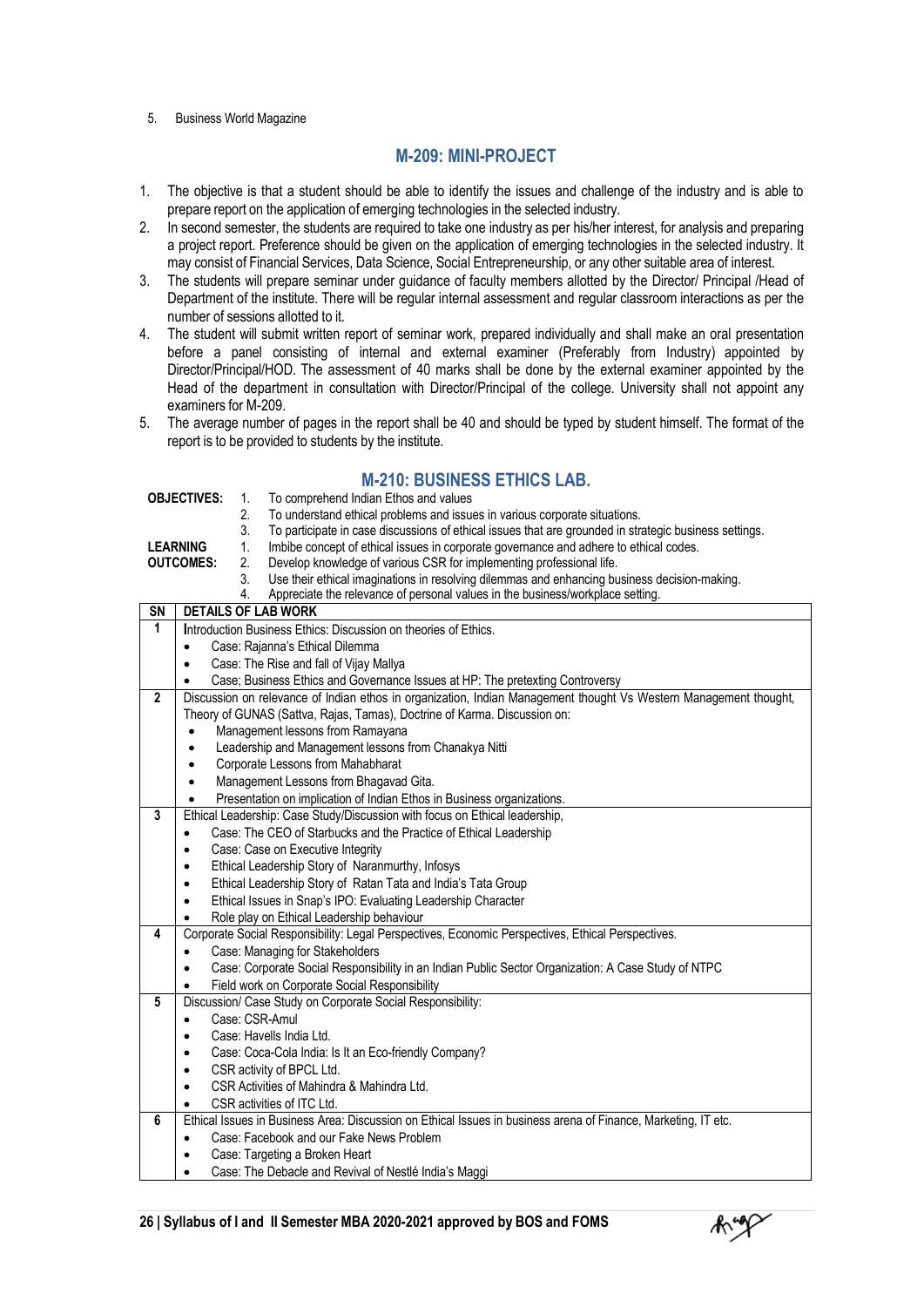5. Business World Magazine

## M-209: MINI-PROJECT

1. The objective is that a student should be able to identify the issues and challenge of the industry and is able to prepare report on the application of emerging technologies in the selected industry.
2. In second semester, the students are required to take one industry as per his/her interest, for analysis and preparing a project report. Preference should be given on the application of emerging technologies in the selected industry. It may consist of Financial Services, Data Science, Social Entrepreneurship, or any other suitable area of interest.
3. The students will prepare seminar under guidance of faculty members allotted by the Director/ Principal /Head of Department of the institute. There will be regular internal assessment and regular classroom interactions as per the number of sessions allotted to it.
4. The student will submit written report of seminar work, prepared individually and shall make an oral presentation before a panel consisting of internal and external examiner (Preferably from Industry) appointed by Director/Principal/HOD. The assessment of 40 marks shall be done by the external examiner appointed by the Head of the department in consultation with Director/Principal of the college. University shall not appoint any examiners for M-209.
5. The average number of pages in the report shall be 40 and should be typed by student himself. The format of the report is to be provided to students by the institute.

## M-210: BUSINESS ETHICS LAB.

**OBJECTIVES:**
1. To comprehend Indian Ethos and values
2. To understand ethical problems and issues in various corporate situations.
3. To participate in case discussions of ethical issues that are grounded in strategic business settings.

**LEARNING OUTCOMES:**
1. Imbibe concept of ethical issues in corporate governance and adhere to ethical codes.
2. Develop knowledge of various CSR for implementing professional life.
3. Use their ethical imaginations in resolving dilemmas and enhancing business decision-making.
4. Appreciate the relevance of personal values in the business/workplace setting.

| SN | DETAILS OF LAB WORK |
|---|---|
| 1 | Introduction Business Ethics: Discussion on theories of Ethics.<br>• Case: Rajanna's Ethical Dilemma<br>• Case: The Rise and fall of Vijay Mallya<br>• Case; Business Ethics and Governance Issues at HP: The pretexting Controversy |
| 2 | Discussion on relevance of Indian ethos in organization, Indian Management thought Vs Western Management thought, Theory of GUNAS (Sattva, Rajas, Tamas), Doctrine of Karma. Discussion on:<br>• Management lessons from Ramayana<br>• Leadership and Management lessons from Chanakya Nitti<br>• Corporate Lessons from Mahabharat<br>• Management Lessons from Bhagavad Gita.<br>• Presentation on implication of Indian Ethos in Business organizations. |
| 3 | Ethical Leadership: Case Study/Discussion with focus on Ethical leadership,<br>• Case: The CEO of Starbucks and the Practice of Ethical Leadership<br>• Case: Case on Executive Integrity<br>• Ethical Leadership Story of Naranmurthy, Infosys<br>• Ethical Leadership Story of Ratan Tata and India's Tata Group<br>• Ethical Issues in Snap's IPO: Evaluating Leadership Character<br>• Role play on Ethical Leadership behaviour |
| 4 | Corporate Social Responsibility: Legal Perspectives, Economic Perspectives, Ethical Perspectives.<br>• Case: Managing for Stakeholders<br>• Case: Corporate Social Responsibility in an Indian Public Sector Organization: A Case Study of NTPC<br>• Field work on Corporate Social Responsibility |
| 5 | Discussion/ Case Study on Corporate Social Responsibility:<br>• Case: CSR-Amul<br>• Case: Havells India Ltd.<br>• Case: Coca-Cola India: Is It an Eco-friendly Company?<br>• CSR activity of BPCL Ltd.<br>• CSR Activities of Mahindra & Mahindra Ltd.<br>• CSR activities of ITC Ltd. |
| 6 | Ethical Issues in Business Area: Discussion on Ethical Issues in business arena of Finance, Marketing, IT etc.<br>• Case: Facebook and our Fake News Problem<br>• Case: Targeting a Broken Heart<br>• Case: The Debacle and Revival of Nestlé India's Maggi |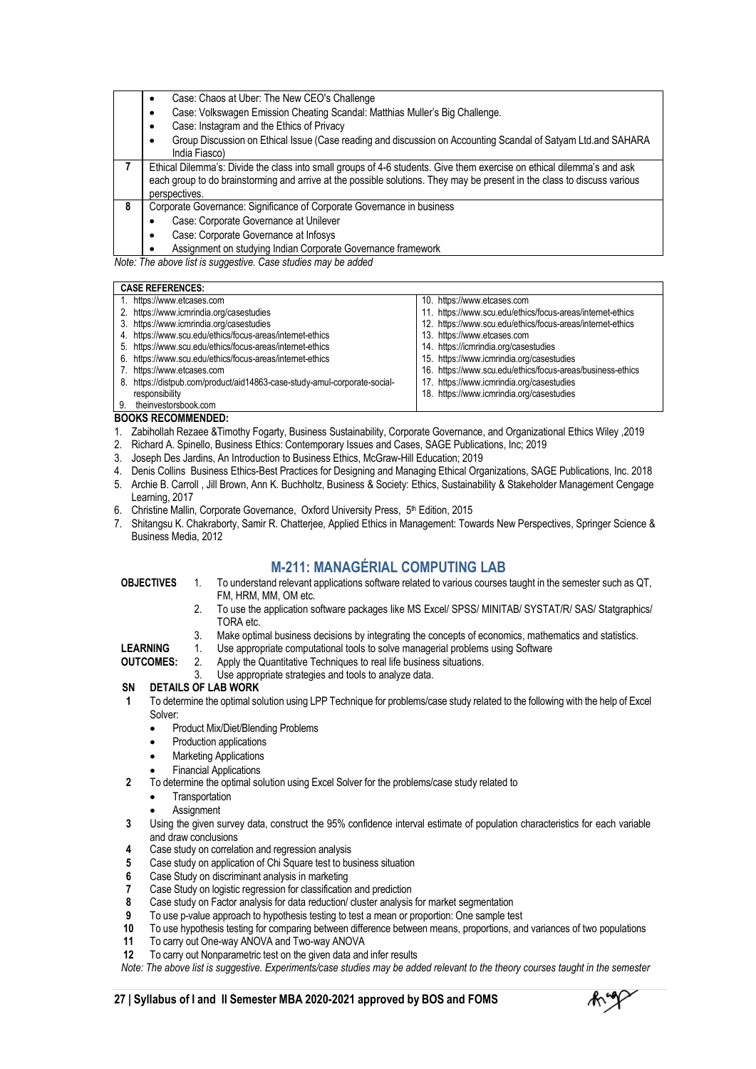| | |
|---|---|
| | • Case: Chaos at Uber: The New CEO's Challenge<br>• Case: Volkswagen Emission Cheating Scandal: Matthias Muller's Big Challenge.<br>• Case: Instagram and the Ethics of Privacy<br>• Group Discussion on Ethical Issue (Case reading and discussion on Accounting Scandal of Satyam Ltd.and SAHARA India Fiasco) |
| **7** | Ethical Dilemma's: Divide the class into small groups of 4-6 students. Give them exercise on ethical dilemma's and ask each group to do brainstorming and arrive at the possible solutions. They may be present in the class to discuss various perspectives. |
| **8** | Corporate Governance: Significance of Corporate Governance in business<br>• Case: Corporate Governance at Unilever<br>• Case: Corporate Governance at Infosys<br>• Assignment on studying Indian Corporate Governance framework |

*Note: The above list is suggestive. Case studies may be added*

| **CASE REFERENCES:** | |
|---|---|
| 1. https://www.etcases.com | 10. https://www.etcases.com |
| 2. https://www.icmrindia.org/casestudies | 11. https://www.scu.edu/ethics/focus-areas/internet-ethics |
| 3. https://www.icmrindia.org/casestudies | 12. https://www.scu.edu/ethics/focus-areas/internet-ethics |
| 4. https://www.scu.edu/ethics/focus-areas/internet-ethics | 13. https://www.etcases.com |
| 5. https://www.scu.edu/ethics/focus-areas/internet-ethics | 14. https://icmrindia.org/casestudies |
| 6. https://www.scu.edu/ethics/focus-areas/internet-ethics | 15. https://www.icmrindia.org/casestudies |
| 7. https://www.etcases.com | 16. https://www.scu.edu/ethics/focus-areas/business-ethics |
| 8. https://distpub.com/product/aid14863-case-study-amul-corporate-social-responsibility | 17. https://www.icmrindia.org/casestudies |
| 9. theinvestorsbook.com | 18. https://www.icmrindia.org/casestudies |

**BOOKS RECOMMENDED:**

1. Zabihollah Rezaee &Timothy Fogarty, Business Sustainability, Corporate Governance, and Organizational Ethics Wiley ,2019
2. Richard A. Spinello, Business Ethics: Contemporary Issues and Cases, SAGE Publications, Inc; 2019
3. Joseph Des Jardins, An Introduction to Business Ethics, McGraw-Hill Education; 2019
4. Denis Collins Business Ethics-Best Practices for Designing and Managing Ethical Organizations, SAGE Publications, Inc. 2018
5. Archie B. Carroll , Jill Brown, Ann K. Buchholtz, Business & Society: Ethics, Sustainability & Stakeholder Management Cengage Learning, 2017
6. Christine Mallin, Corporate Governance, Oxford University Press, 5th Edition, 2015
7. Shitangsu K. Chakraborty, Samir R. Chatterjee, Applied Ethics in Management: Towards New Perspectives, Springer Science & Business Media, 2012

## M-211: MANAGÉRIAL COMPUTING LAB

**OBJECTIVES**

1. To understand relevant applications software related to various courses taught in the semester such as QT, FM, HRM, MM, OM etc.
2. To use the application software packages like MS Excel/ SPSS/ MINITAB/ SYSTAT/R/ SAS/ Statgraphics/ TORA etc.
3. Make optimal business decisions by integrating the concepts of economics, mathematics and statistics.

**LEARNING OUTCOMES:**

1. Use appropriate computational tools to solve managerial problems using Software
2. Apply the Quantitative Techniques to real life business situations.
3. Use appropriate strategies and tools to analyze data.

| SN | DETAILS OF LAB WORK |
|---|---|
| 1 | To determine the optimal solution using LPP Technique for problems/case study related to the following with the help of Excel Solver:<br>• Product Mix/Diet/Blending Problems<br>• Production applications<br>• Marketing Applications<br>• Financial Applications |
| 2 | To determine the optimal solution using Excel Solver for the problems/case study related to<br>• Transportation<br>• Assignment |
| 3 | Using the given survey data, construct the 95% confidence interval estimate of population characteristics for each variable and draw conclusions |
| 4 | Case study on correlation and regression analysis |
| 5 | Case study on application of Chi Square test to business situation |
| 6 | Case Study on discriminant analysis in marketing |
| 7 | Case Study on logistic regression for classification and prediction |
| 8 | Case study on Factor analysis for data reduction/ cluster analysis for market segmentation |
| 9 | To use p-value approach to hypothesis testing to test a mean or proportion: One sample test |
| 10 | To use hypothesis testing for comparing between difference between means, proportions, and variances of two populations |
| 11 | To carry out One-way ANOVA and Two-way ANOVA |
| 12 | To carry out Nonparametric test on the given data and infer results |

*Note: The above list is suggestive. Experiments/case studies may be added relevant to the theory courses taught in the semester*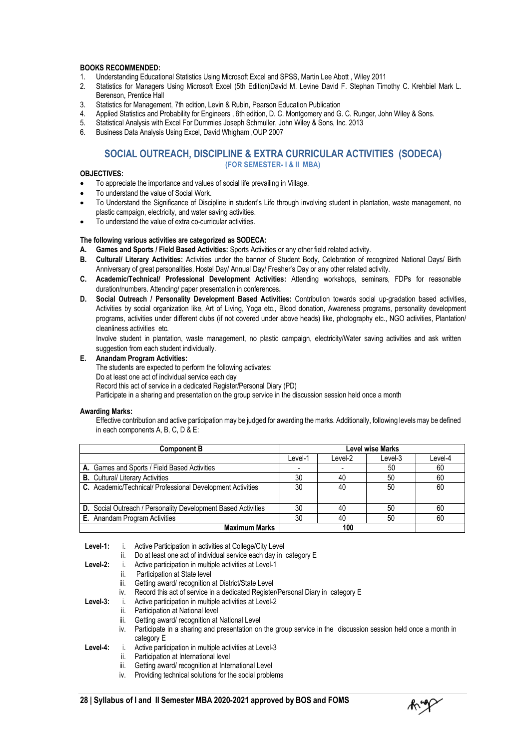**BOOKS RECOMMENDED:**

1. Understanding Educational Statistics Using Microsoft Excel and SPSS, Martin Lee Abott , Wiley 2011
2. Statistics for Managers Using Microsoft Excel (5th Edition)David M. Levine David F. Stephan Timothy C. Krehbiel Mark L. Berenson, Prentice Hall
3. Statistics for Management, 7th edition, Levin & Rubin, Pearson Education Publication
4. Applied Statistics and Probability for Engineers , 6th edition, D. C. Montgomery and G. C. Runger, John Wiley & Sons.
5. Statistical Analysis with Excel For Dummies Joseph Schmuller, John Wiley & Sons, Inc. 2013
6. Business Data Analysis Using Excel, David Whigham ,OUP 2007

## SOCIAL OUTREACH, DISCIPLINE & EXTRA CURRICULAR ACTIVITIES (SODECA)

### (FOR SEMESTER- I & II MBA)

**OBJECTIVES:**

- To appreciate the importance and values of social life prevailing in Village.
- To understand the value of Social Work.
- To Understand the Significance of Discipline in student's Life through involving student in plantation, waste management, no plastic campaign, electricity, and water saving activities.
- To understand the value of extra co-curricular activities.

**The following various activities are categorized as SODECA:**

**A. Games and Sports / Field Based Activities:** Sports Activities or any other field related activity.

**B. Cultural/ Literary Activities:** Activities under the banner of Student Body, Celebration of recognized National Days/ Birth Anniversary of great personalities, Hostel Day/ Annual Day/ Fresher's Day or any other related activity.

**C. Academic/Technical/ Professional Development Activities:** Attending workshops, seminars, FDPs for reasonable duration/numbers. Attending/ paper presentation in conferences**.**

**D. Social Outreach / Personality Development Based Activities:** Contribution towards social up-gradation based activities, Activities by social organization like, Art of Living, Yoga etc., Blood donation, Awareness programs, personality development programs, activities under different clubs (if not covered under above heads) like, photography etc., NGO activities, Plantation/ cleanliness activities etc.

Involve student in plantation, waste management, no plastic campaign, electricity/Water saving activities and ask written suggestion from each student individually.

**E. Anandam Program Activities:**

The students are expected to perform the following activates:
Do at least one act of individual service each day
Record this act of service in a dedicated Register/Personal Diary (PD)
Participate in a sharing and presentation on the group service in the discussion session held once a month

**Awarding Marks:**

Effective contribution and active participation may be judged for awarding the marks. Additionally, following levels may be defined in each components A, B, C, D & E:

| Component B | Level wise Marks | | | |
|---|---|---|---|---|
| | Level-1 | Level-2 | Level-3 | Level-4 |
| **A.** Games and Sports / Field Based Activities | - | - | 50 | 60 |
| **B.** Cultural/ Literary Activities | 30 | 40 | 50 | 60 |
| **C.** Academic/Technical/ Professional Development Activities | 30 | 40 | 50 | 60 |
| **D.** Social Outreach / Personality Development Based Activities | 30 | 40 | 50 | 60 |
| **E.** Anandam Program Activities | 30 | 40 | 50 | 60 |
| **Maximum Marks** | | **100** | | |

**Level-1:**
- i. Active Participation in activities at College/City Level
- ii. Do at least one act of individual service each day in category E

**Level-2:**
- i. Active participation in multiple activities at Level-1
- ii. Participation at State level
- iii. Getting award/ recognition at District/State Level
- iv. Record this act of service in a dedicated Register/Personal Diary in category E

**Level-3:**
- i. Active participation in multiple activities at Level-2
- ii. Participation at National level
- iii. Getting award/ recognition at National Level
- iv. Participate in a sharing and presentation on the group service in the discussion session held once a month in category E

**Level-4:**
- i. Active participation in multiple activities at Level-3
- ii. Participation at International level
- iii. Getting award/ recognition at International Level
- iv. Providing technical solutions for the social problems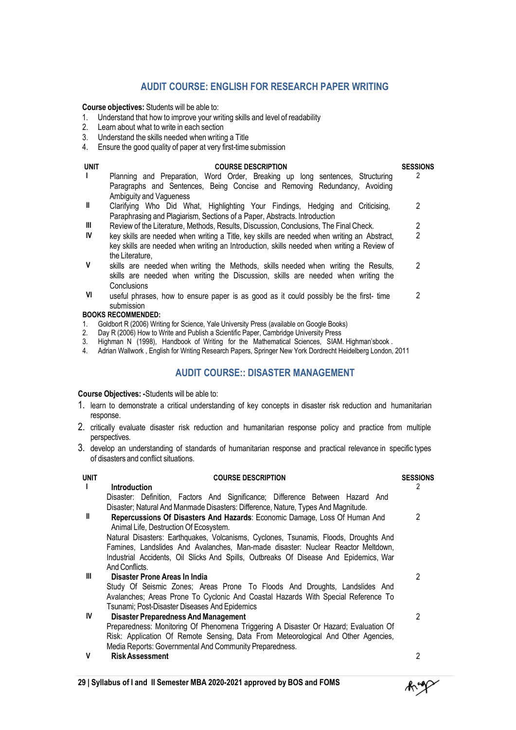## AUDIT COURSE: ENGLISH FOR RESEARCH PAPER WRITING

**Course objectives:** Students will be able to:

1. Understand that how to improve your writing skills and level of readability
2. Learn about what to write in each section
3. Understand the skills needed when writing a Title
4. Ensure the good quality of paper at very first-time submission

| UNIT | COURSE DESCRIPTION | SESSIONS |
|---|---|---|
| I | Planning and Preparation, Word Order, Breaking up long sentences, Structuring Paragraphs and Sentences, Being Concise and Removing Redundancy, Avoiding Ambiguity and Vagueness | 2 |
| II | Clarifying Who Did What, Highlighting Your Findings, Hedging and Criticising, Paraphrasing and Plagiarism, Sections of a Paper, Abstracts. Introduction | 2 |
| III | Review of the Literature, Methods, Results, Discussion, Conclusions, The Final Check. | 2 |
| IV | key skills are needed when writing a Title, key skills are needed when writing an Abstract, key skills are needed when writing an Introduction, skills needed when writing a Review of the Literature, | 2 |
| V | skills are needed when writing the Methods, skills needed when writing the Results, skills are needed when writing the Discussion, skills are needed when writing the Conclusions | 2 |
| VI | useful phrases, how to ensure paper is as good as it could possibly be the first- time submission | 2 |

**BOOKS RECOMMENDED:**

1. Goldbort R (2006) Writing for Science, Yale University Press (available on Google Books)
2. Day R (2006) How to Write and Publish a Scientific Paper, Cambridge University Press
3. Highman N (1998), Handbook of Writing for the Mathematical Sciences, SIAM. Highman'sbook .
4. Adrian Wallwork , English for Writing Research Papers, Springer New York Dordrecht Heidelberg London, 2011

## AUDIT COURSE:: DISASTER MANAGEMENT

**Course Objectives: -**Students will be able to:

1. learn to demonstrate a critical understanding of key concepts in disaster risk reduction and humanitarian response.
2. critically evaluate disaster risk reduction and humanitarian response policy and practice from multiple perspectives.
3. develop an understanding of standards of humanitarian response and practical relevance in specific types of disasters and conflict situations.

| UNIT | COURSE DESCRIPTION | SESSIONS |
|---|---|---|
| I | **Introduction**<br>Disaster: Definition, Factors And Significance; Difference Between Hazard And Disaster; Natural And Manmade Disasters: Difference, Nature, Types And Magnitude. | 2 |
| II | **Repercussions Of Disasters And Hazards**: Economic Damage, Loss Of Human And Animal Life, Destruction Of Ecosystem.<br>Natural Disasters: Earthquakes, Volcanisms, Cyclones, Tsunamis, Floods, Droughts And Famines, Landslides And Avalanches, Man-made disaster: Nuclear Reactor Meltdown, Industrial Accidents, Oil Slicks And Spills, Outbreaks Of Disease And Epidemics, War And Conflicts. | 2 |
| III | **Disaster Prone Areas In India**<br>Study Of Seismic Zones; Areas Prone To Floods And Droughts, Landslides And Avalanches; Areas Prone To Cyclonic And Coastal Hazards With Special Reference To Tsunami; Post-Disaster Diseases And Epidemics | 2 |
| IV | **Disaster Preparedness And Management**<br>Preparedness: Monitoring Of Phenomena Triggering A Disaster Or Hazard; Evaluation Of Risk: Application Of Remote Sensing, Data From Meteorological And Other Agencies, Media Reports: Governmental And Community Preparedness. | 2 |
| V | **Risk Assessment** | 2 |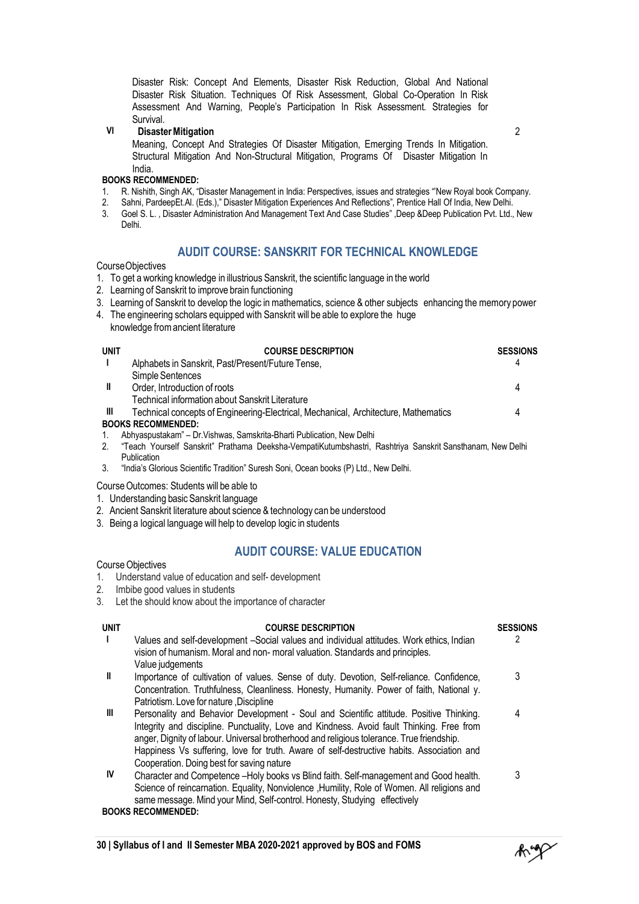Disaster Risk: Concept And Elements, Disaster Risk Reduction, Global And National Disaster Risk Situation. Techniques Of Risk Assessment, Global Co-Operation In Risk Assessment And Warning, People's Participation In Risk Assessment. Strategies for Survival.

| | | |
|---|---|---|
| VI | **Disaster Mitigation**<br>Meaning, Concept And Strategies Of Disaster Mitigation, Emerging Trends In Mitigation. Structural Mitigation And Non-Structural Mitigation, Programs Of Disaster Mitigation In India. | 2 |

**BOOKS RECOMMENDED:**

1. R. Nishith, Singh AK, "Disaster Management in India: Perspectives, issues and strategies "'New Royal book Company.
2. Sahni, PardeepEt.Al. (Eds.)," Disaster Mitigation Experiences And Reflections", Prentice Hall Of India, New Delhi.
3. Goel S. L. , Disaster Administration And Management Text And Case Studies" ,Deep &Deep Publication Pvt. Ltd., New Delhi.

## AUDIT COURSE: SANSKRIT FOR TECHNICAL KNOWLEDGE

CourseObjectives

1. To get a working knowledge in illustrious Sanskrit, the scientific language in the world
2. Learning of Sanskrit to improve brain functioning
3. Learning of Sanskrit to develop the logic in mathematics, science & other subjects enhancing the memory power
4. The engineering scholars equipped with Sanskrit will be able to explore the huge knowledge from ancient literature

| UNIT | COURSE DESCRIPTION | SESSIONS |
|---|---|---|
| I | Alphabets in Sanskrit, Past/Present/Future Tense, Simple Sentences | 4 |
| II | Order, Introduction of roots<br>Technical information about Sanskrit Literature | 4 |
| III | Technical concepts of Engineering-Electrical, Mechanical, Architecture, Mathematics | 4 |

**BOOKS RECOMMENDED:**

1. Abhyaspustakam" – Dr.Vishwas, Samskrita-Bharti Publication, New Delhi
2. "Teach Yourself Sanskrit" Prathama Deeksha-VempatiKutumbshastri, Rashtriya Sanskrit Sansthanam, New Delhi Publication
3. "India's Glorious Scientific Tradition" Suresh Soni, Ocean books (P) Ltd., New Delhi.

Course Outcomes: Students will be able to

1. Understanding basic Sanskrit language
2. Ancient Sanskrit literature about science & technology can be understood
3. Being a logical language will help to develop logic in students

## AUDIT COURSE: VALUE EDUCATION

Course Objectives

1. Understand value of education and self- development
2. Imbibe good values in students
3. Let the should know about the importance of character

| UNIT | COURSE DESCRIPTION | SESSIONS |
|---|---|---|
| I | Values and self-development –Social values and individual attitudes. Work ethics, Indian vision of humanism. Moral and non- moral valuation. Standards and principles. Value judgements | 2 |
| II | Importance of cultivation of values. Sense of duty. Devotion, Self-reliance. Confidence, Concentration. Truthfulness, Cleanliness. Honesty, Humanity. Power of faith, National y. Patriotism. Love for nature ,Discipline | 3 |
| III | Personality and Behavior Development - Soul and Scientific attitude. Positive Thinking. Integrity and discipline. Punctuality, Love and Kindness. Avoid fault Thinking. Free from anger, Dignity of labour. Universal brotherhood and religious tolerance. True friendship. Happiness Vs suffering, love for truth. Aware of self-destructive habits. Association and Cooperation. Doing best for saving nature | 4 |
| IV | Character and Competence –Holy books vs Blind faith. Self-management and Good health. Science of reincarnation. Equality, Nonviolence ,Humility, Role of Women. All religions and same message. Mind your Mind, Self-control. Honesty, Studying effectively | 3 |

**BOOKS RECOMMENDED:**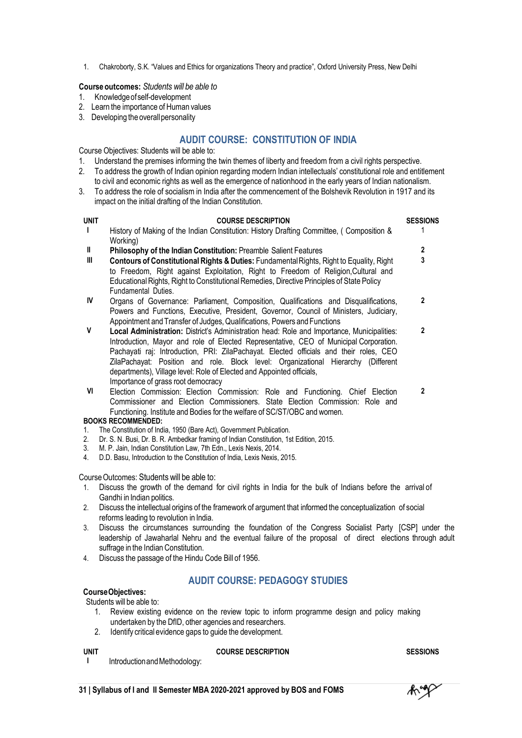1. Chakroborty, S.K. "Values and Ethics for organizations Theory and practice", Oxford University Press, New Delhi

**Course outcomes:** *Students will be able to*

1. Knowledge of self-development
2. Learn the importance of Human values
3. Developing the overall personality

## AUDIT COURSE: CONSTITUTION OF INDIA

Course Objectives: Students will be able to:

1. Understand the premises informing the twin themes of liberty and freedom from a civil rights perspective.
2. To address the growth of Indian opinion regarding modern Indian intellectuals' constitutional role and entitlement to civil and economic rights as well as the emergence of nationhood in the early years of Indian nationalism.
3. To address the role of socialism in India after the commencement of the Bolshevik Revolution in 1917 and its impact on the initial drafting of the Indian Constitution.

| UNIT | COURSE DESCRIPTION | SESSIONS |
|---|---|---|
| I | History of Making of the Indian Constitution: History Drafting Committee, ( Composition & Working) | 1 |
| II | **Philosophy of the Indian Constitution:** Preamble Salient Features | 2 |
| III | **Contours of Constitutional Rights & Duties:** Fundamental Rights, Right to Equality, Right to Freedom, Right against Exploitation, Right to Freedom of Religion,Cultural and Educational Rights, Right to Constitutional Remedies, Directive Principles of State Policy Fundamental Duties. | 3 |
| IV | Organs of Governance: Parliament, Composition, Qualifications and Disqualifications, Powers and Functions, Executive, President, Governor, Council of Ministers, Judiciary, Appointment and Transfer of Judges, Qualifications, Powers and Functions | 2 |
| V | **Local Administration:** District's Administration head: Role and Importance, Municipalities: Introduction, Mayor and role of Elected Representative, CEO of Municipal Corporation. Pachayati raj: Introduction, PRI: ZilaPachayat. Elected officials and their roles, CEO ZilaPachayat: Position and role. Block level: Organizational Hierarchy (Different departments), Village level: Role of Elected and Appointed officials, Importance of grass root democracy | 2 |
| VI | Election Commission: Election Commission: Role and Functioning. Chief Election Commissioner and Election Commissioners. State Election Commission: Role and Functioning. Institute and Bodies for the welfare of SC/ST/OBC and women. | 2 |

**BOOKS RECOMMENDED:**

1. The Constitution of India, 1950 (Bare Act), Government Publication.
2. Dr. S. N. Busi, Dr. B. R. Ambedkar framing of Indian Constitution, 1st Edition, 2015.
3. M. P. Jain, Indian Constitution Law, 7th Edn., Lexis Nexis, 2014.
4. D.D. Basu, Introduction to the Constitution of India, Lexis Nexis, 2015.

Course Outcomes: Students will be able to:

1. Discuss the growth of the demand for civil rights in India for the bulk of Indians before the arrival of Gandhi in Indian politics.
2. Discuss the intellectual origins of the framework of argument that informed the conceptualization of social reforms leading to revolution in India.
3. Discuss the circumstances surrounding the foundation of the Congress Socialist Party [CSP] under the leadership of Jawaharlal Nehru and the eventual failure of the proposal of direct elections through adult suffrage in the Indian Constitution.
4. Discuss the passage of the Hindu Code Bill of 1956.

## AUDIT COURSE: PEDAGOGY STUDIES

**Course Objectives:**

Students will be able to:

1. Review existing evidence on the review topic to inform programme design and policy making undertaken by the DfID, other agencies and researchers.
2. Identify critical evidence gaps to guide the development.

| UNIT | COURSE DESCRIPTION | SESSIONS |
|---|---|---|
| I | Introduction and Methodology: | |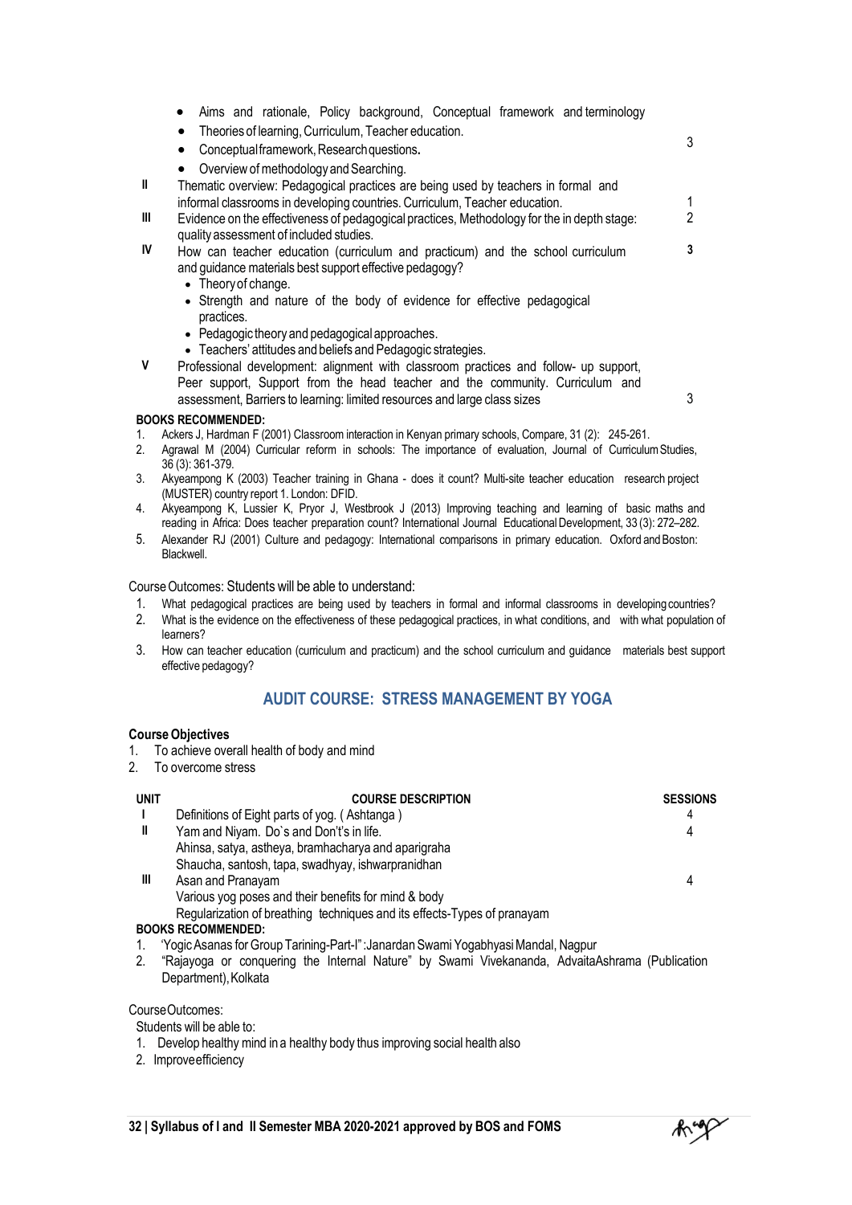| | | |
|---|---|---|
| | • Aims and rationale, Policy background, Conceptual framework and terminology<br>• Theories of learning, Curriculum, Teacher education.<br>• Conceptual framework, Research questions.<br>• Overview of methodology and Searching. | 3 |
| II | Thematic overview: Pedagogical practices are being used by teachers in formal and informal classrooms in developing countries. Curriculum, Teacher education. | 1 |
| III | Evidence on the effectiveness of pedagogical practices, Methodology for the in depth stage: quality assessment of included studies. | 2 |
| IV | How can teacher education (curriculum and practicum) and the school curriculum and guidance materials best support effective pedagogy?<br>• Theory of change.<br>• Strength and nature of the body of evidence for effective pedagogical practices.<br>• Pedagogic theory and pedagogical approaches.<br>• Teachers' attitudes and beliefs and Pedagogic strategies. | 3 |
| V | Professional development: alignment with classroom practices and follow- up support, Peer support, Support from the head teacher and the community. Curriculum and assessment, Barriers to learning: limited resources and large class sizes | 3 |

**BOOKS RECOMMENDED:**

1. Ackers J, Hardman F (2001) Classroom interaction in Kenyan primary schools, Compare, 31 (2): 245-261.
2. Agrawal M (2004) Curricular reform in schools: The importance of evaluation, Journal of Curriculum Studies, 36 (3): 361-379.
3. Akyeampong K (2003) Teacher training in Ghana - does it count? Multi-site teacher education research project (MUSTER) country report 1. London: DFID.
4. Akyeampong K, Lussier K, Pryor J, Westbrook J (2013) Improving teaching and learning of basic maths and reading in Africa: Does teacher preparation count? International Journal Educational Development, 33 (3): 272–282.
5. Alexander RJ (2001) Culture and pedagogy: International comparisons in primary education. Oxford and Boston: Blackwell.

Course Outcomes: Students will be able to understand:

1. What pedagogical practices are being used by teachers in formal and informal classrooms in developing countries?
2. What is the evidence on the effectiveness of these pedagogical practices, in what conditions, and with what population of learners?
3. How can teacher education (curriculum and practicum) and the school curriculum and guidance materials best support effective pedagogy?

## AUDIT COURSE: STRESS MANAGEMENT BY YOGA

**Course Objectives**

1. To achieve overall health of body and mind
2. To overcome stress

| UNIT | COURSE DESCRIPTION | SESSIONS |
|---|---|---|
| I | Definitions of Eight parts of yog. ( Ashtanga ) | 4 |
| II | Yam and Niyam. Do`s and Don't's in life.<br>Ahinsa, satya, astheya, bramhacharya and aparigraha<br>Shaucha, santosh, tapa, swadhyay, ishwarpranidhan | 4 |
| III | Asan and Pranayam<br>Various yog poses and their benefits for mind & body<br>Regularization of breathing techniques and its effects-Types of pranayam | 4 |

**BOOKS RECOMMENDED:**

1. 'Yogic Asanas for Group Tarining-Part-I" : Janardan Swami Yogabhyasi Mandal, Nagpur
2. "Rajayoga or conquering the Internal Nature" by Swami Vivekananda, AdvaitaAshrama (Publication Department), Kolkata

Course Outcomes:

Students will be able to:

1. Develop healthy mind in a healthy body thus improving social health also
2. Improve efficiency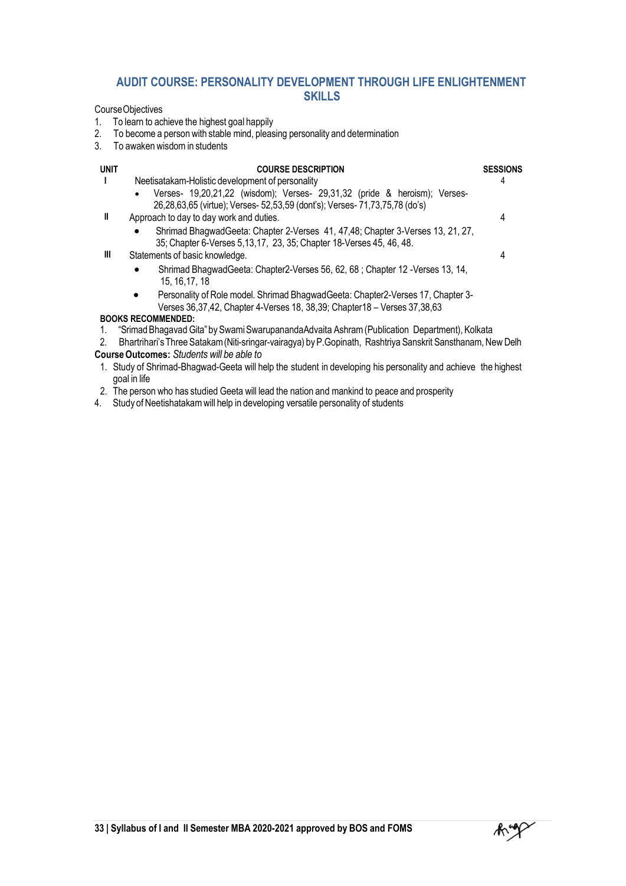## AUDIT COURSE: PERSONALITY DEVELOPMENT THROUGH LIFE ENLIGHTENMENT SKILLS

Course Objectives

1. To learn to achieve the highest goal happily
2. To become a person with stable mind, pleasing personality and determination
3. To awaken wisdom in students

| UNIT | COURSE DESCRIPTION | SESSIONS |
|---|---|---|
| I | Neetisatakam-Holistic development of personality<br>• Verses- 19,20,21,22 (wisdom); Verses- 29,31,32 (pride & heroism); Verses- 26,28,63,65 (virtue); Verses- 52,53,59 (dont's); Verses- 71,73,75,78 (do's) | 4 |
| II | Approach to day to day work and duties.<br>• Shrimad BhagwadGeeta: Chapter 2-Verses 41, 47,48; Chapter 3-Verses 13, 21, 27, 35; Chapter 6-Verses 5,13,17, 23, 35; Chapter 18-Verses 45, 46, 48. | 4 |
| III | Statements of basic knowledge.<br>• Shrimad BhagwadGeeta: Chapter2-Verses 56, 62, 68 ; Chapter 12 -Verses 13, 14, 15, 16,17, 18<br>• Personality of Role model. Shrimad BhagwadGeeta: Chapter2-Verses 17, Chapter 3-Verses 36,37,42, Chapter 4-Verses 18, 38,39; Chapter18 – Verses 37,38,63 | 4 |

**BOOKS RECOMMENDED:**

1. "Srimad Bhagavad Gita" by Swami SwarupanandaAdvaita Ashram (Publication Department), Kolkata
2. Bhartrihari's Three Satakam (Niti-sringar-vairagya) by P.Gopinath, Rashtriya Sanskrit Sansthanam, New Delh

**Course Outcomes:** *Students will be able to*

1. Study of Shrimad-Bhagwad-Geeta will help the student in developing his personality and achieve the highest goal in life
2. The person who has studied Geeta will lead the nation and mankind to peace and prosperity
4. Study of Neetishatakam will help in developing versatile personality of students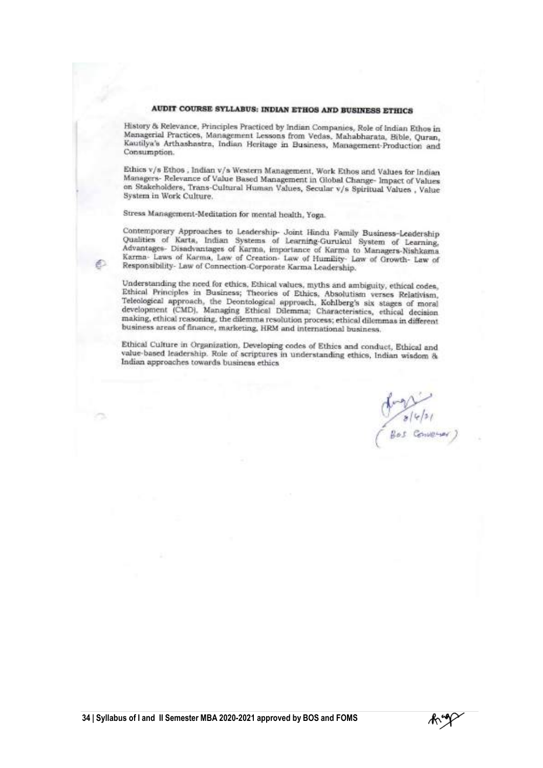## AUDIT COURSE SYLLABUS: INDIAN ETHOS AND BUSINESS ETHICS

History & Relevance, Principles Practiced by Indian Companies, Role of Indian Ethos in Managerial Practices, Management Lessons from Vedas, Mahabharata, Bible, Quran, Kautilya's Arthashastra, Indian Heritage in Business, Management-Production and Consumption.

Ethics v/s Ethos , Indian v/s Western Management, Work Ethos and Values for Indian Managers- Relevance of Value Based Management in Global Change- Impact of Values on Stakeholders, Trans-Cultural Human Values, Secular v/s Spiritual Values , Value System in Work Culture.

Stress Management-Meditation for mental health, Yoga.

Contemporary Approaches to Leadership- Joint Hindu Family Business-Leadership Qualities of Karta, Indian Systems of Learning-Gurukul System of Learning, Advantages- Disadvantages of Karma, importance of Karma to Managers-Nishkama Karma- Laws of Karma, Law of Creation- Law of Humility- Law of Growth- Law of Responsibility- Law of Connection-Corporate Karma Leadership.

Understanding the need for ethics, Ethical values, myths and ambiguity, ethical codes, Ethical Principles in Business; Theories of Ethics, Absolutism verses Relativism, Teleological approach, the Deontological approach, Kohlberg's six stages of moral development (CMD), Managing Ethical Dilemma; Characteristics, ethical decision making, ethical reasoning, the dilemma resolution process; ethical dilemmas in different business areas of finance, marketing, HRM and international business.

Ethical Culture in Organization, Developing codes of Ethics and conduct, Ethical and value-based leadership. Role of scriptures in understanding ethics, Indian wisdom & Indian approaches towards business ethics

8/4/21
(BoS Convener)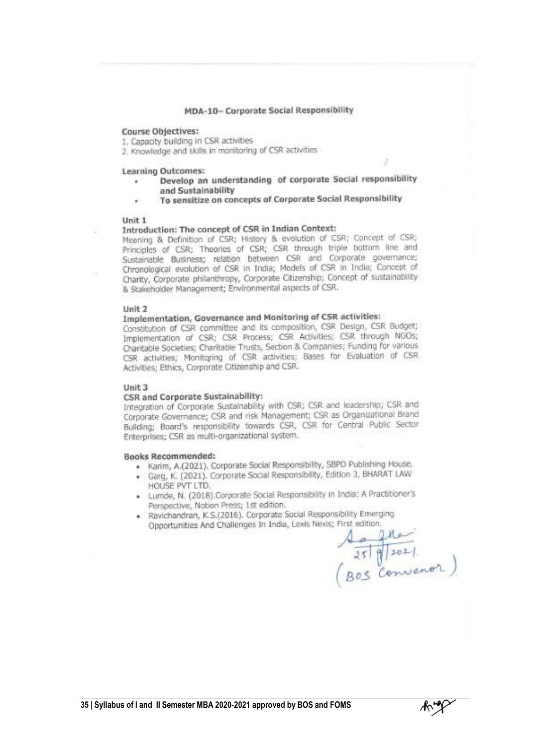## MDA-10– Corporate Social Responsibility

**Course Objectives:**

1. Capacity building in CSR activities
2. Knowledge and skills in monitoring of CSR activities

**Learning Outcomes:**

- **Develop an understanding of corporate Social responsibility and Sustainability**
- **To sensitize on concepts of Corporate Social Responsibility**

**Unit 1**

**Introduction: The concept of CSR in Indian Context:**

Meaning & Definition of CSR; History & evolution of CSR; Concept of CSR; Principles of CSR; Theories of CSR; CSR through triple bottom line and Sustainable Business; relation between CSR and Corporate governance; Chronological evolution of CSR in India; Models of CSR in India; Concept of Charity, Corporate philanthropy, Corporate Citizenship; Concept of sustainability & Stakeholder Management; Environmental aspects of CSR.

**Unit 2**

**Implementation, Governance and Monitoring of CSR activities:**

Constitution of CSR committee and its composition, CSR Design, CSR Budget; Implementation of CSR; CSR Process; CSR Activities; CSR through NGOs; Charitable Societies; Charitable Trusts, Section & Companies; Funding for various CSR activities; Monitoring of CSR activities; Bases for Evaluation of CSR Activities; Ethics, Corporate Citizenship and CSR.

**Unit 3**

**CSR and Corporate Sustainability:**

Integration of Corporate Sustainability with CSR; CSR and leadership; CSR and Corporate Governance; CSR and risk Management; CSR as Organizational Brand Building; Board's responsibility towards CSR, CSR for Central Public Sector Enterprises; CSR as multi-organizational system.

**Books Recommended:**

- Karim, A.(2021). Corporate Social Responsibility, SBPD Publishing House.
- Garg, K. (2021). Corporate Social Responsibility, Edition 3, BHARAT LAW HOUSE PVT LTD.
- Lumde, N. (2018).Corporate Social Responsibility in India: A Practitioner's Perspective, Notion Press; 1st edition.
- Ravichandran, K.S.(2016). Corporate Social Responsibility Emerging Opportunities And Challenges In India, Lexis Nexis; First edition.

25/9/2021
(BOS Convenor)